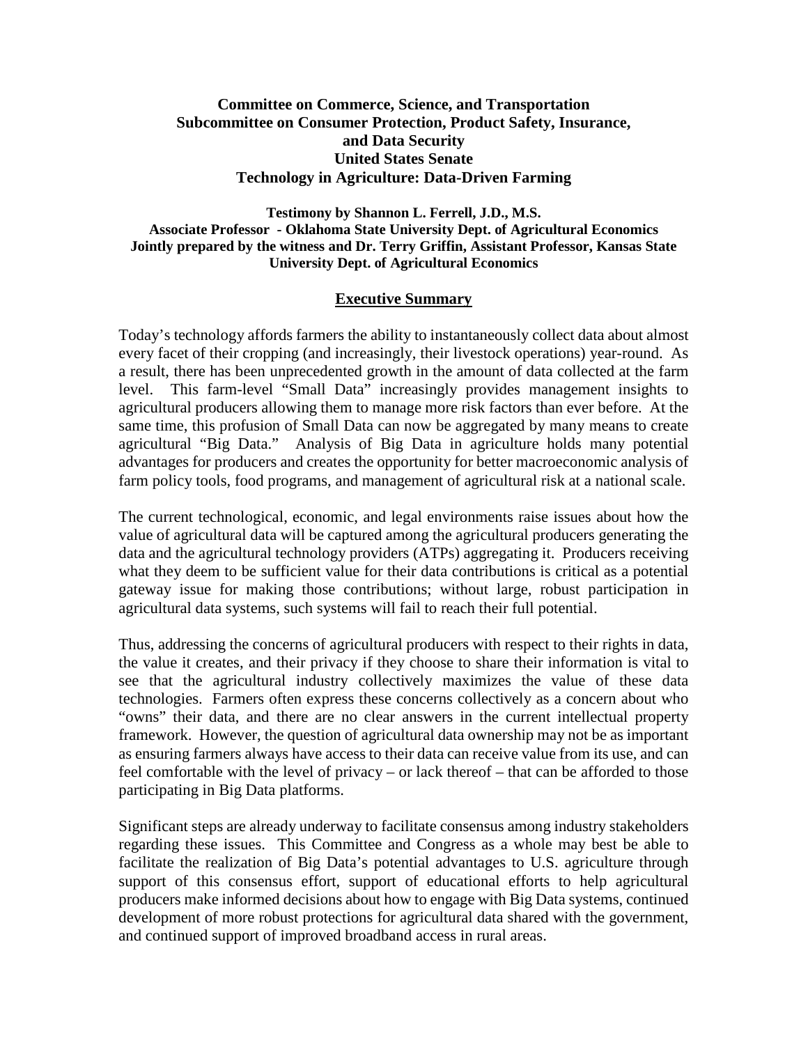**Committee on Commerce, Science, and Transportation**
**Subcommittee on Consumer Protection, Product Safety, Insurance, and Data Security**
**United States Senate**
**Technology in Agriculture: Data-Driven Farming**

**Testimony by Shannon L. Ferrell, J.D., M.S.**
**Associate Professor - Oklahoma State University Dept. of Agricultural Economics**
**Jointly prepared by the witness and Dr. Terry Griffin, Assistant Professor, Kansas State University Dept. of Agricultural Economics**

## Executive Summary

Today's technology affords farmers the ability to instantaneously collect data about almost every facet of their cropping (and increasingly, their livestock operations) year-round. As a result, there has been unprecedented growth in the amount of data collected at the farm level. This farm-level "Small Data" increasingly provides management insights to agricultural producers allowing them to manage more risk factors than ever before. At the same time, this profusion of Small Data can now be aggregated by many means to create agricultural "Big Data." Analysis of Big Data in agriculture holds many potential advantages for producers and creates the opportunity for better macroeconomic analysis of farm policy tools, food programs, and management of agricultural risk at a national scale.

The current technological, economic, and legal environments raise issues about how the value of agricultural data will be captured among the agricultural producers generating the data and the agricultural technology providers (ATPs) aggregating it. Producers receiving what they deem to be sufficient value for their data contributions is critical as a potential gateway issue for making those contributions; without large, robust participation in agricultural data systems, such systems will fail to reach their full potential.

Thus, addressing the concerns of agricultural producers with respect to their rights in data, the value it creates, and their privacy if they choose to share their information is vital to see that the agricultural industry collectively maximizes the value of these data technologies. Farmers often express these concerns collectively as a concern about who "owns" their data, and there are no clear answers in the current intellectual property framework. However, the question of agricultural data ownership may not be as important as ensuring farmers always have access to their data can receive value from its use, and can feel comfortable with the level of privacy – or lack thereof – that can be afforded to those participating in Big Data platforms.

Significant steps are already underway to facilitate consensus among industry stakeholders regarding these issues. This Committee and Congress as a whole may best be able to facilitate the realization of Big Data's potential advantages to U.S. agriculture through support of this consensus effort, support of educational efforts to help agricultural producers make informed decisions about how to engage with Big Data systems, continued development of more robust protections for agricultural data shared with the government, and continued support of improved broadband access in rural areas.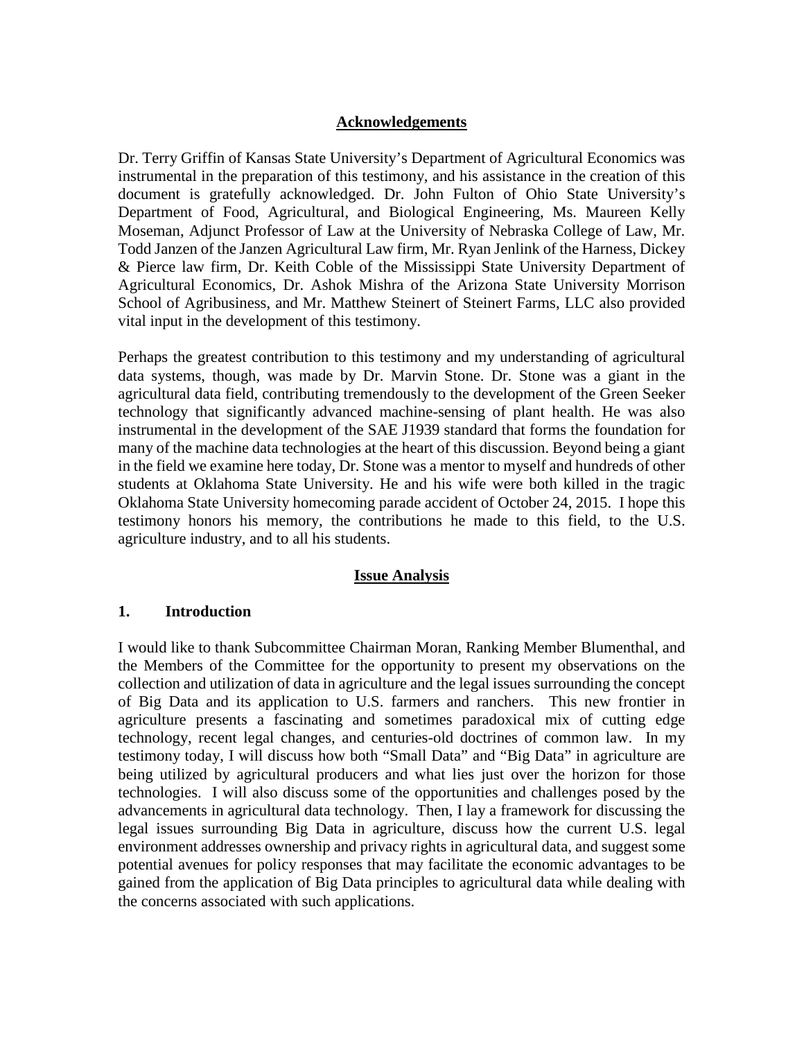## Acknowledgements

Dr. Terry Griffin of Kansas State University's Department of Agricultural Economics was instrumental in the preparation of this testimony, and his assistance in the creation of this document is gratefully acknowledged. Dr. John Fulton of Ohio State University's Department of Food, Agricultural, and Biological Engineering, Ms. Maureen Kelly Moseman, Adjunct Professor of Law at the University of Nebraska College of Law, Mr. Todd Janzen of the Janzen Agricultural Law firm, Mr. Ryan Jenlink of the Harness, Dickey & Pierce law firm, Dr. Keith Coble of the Mississippi State University Department of Agricultural Economics, Dr. Ashok Mishra of the Arizona State University Morrison School of Agribusiness, and Mr. Matthew Steinert of Steinert Farms, LLC also provided vital input in the development of this testimony.

Perhaps the greatest contribution to this testimony and my understanding of agricultural data systems, though, was made by Dr. Marvin Stone. Dr. Stone was a giant in the agricultural data field, contributing tremendously to the development of the Green Seeker technology that significantly advanced machine-sensing of plant health. He was also instrumental in the development of the SAE J1939 standard that forms the foundation for many of the machine data technologies at the heart of this discussion. Beyond being a giant in the field we examine here today, Dr. Stone was a mentor to myself and hundreds of other students at Oklahoma State University. He and his wife were both killed in the tragic Oklahoma State University homecoming parade accident of October 24, 2015. I hope this testimony honors his memory, the contributions he made to this field, to the U.S. agriculture industry, and to all his students.

## Issue Analysis

### 1. Introduction

I would like to thank Subcommittee Chairman Moran, Ranking Member Blumenthal, and the Members of the Committee for the opportunity to present my observations on the collection and utilization of data in agriculture and the legal issues surrounding the concept of Big Data and its application to U.S. farmers and ranchers. This new frontier in agriculture presents a fascinating and sometimes paradoxical mix of cutting edge technology, recent legal changes, and centuries-old doctrines of common law. In my testimony today, I will discuss how both "Small Data" and "Big Data" in agriculture are being utilized by agricultural producers and what lies just over the horizon for those technologies. I will also discuss some of the opportunities and challenges posed by the advancements in agricultural data technology. Then, I lay a framework for discussing the legal issues surrounding Big Data in agriculture, discuss how the current U.S. legal environment addresses ownership and privacy rights in agricultural data, and suggest some potential avenues for policy responses that may facilitate the economic advantages to be gained from the application of Big Data principles to agricultural data while dealing with the concerns associated with such applications.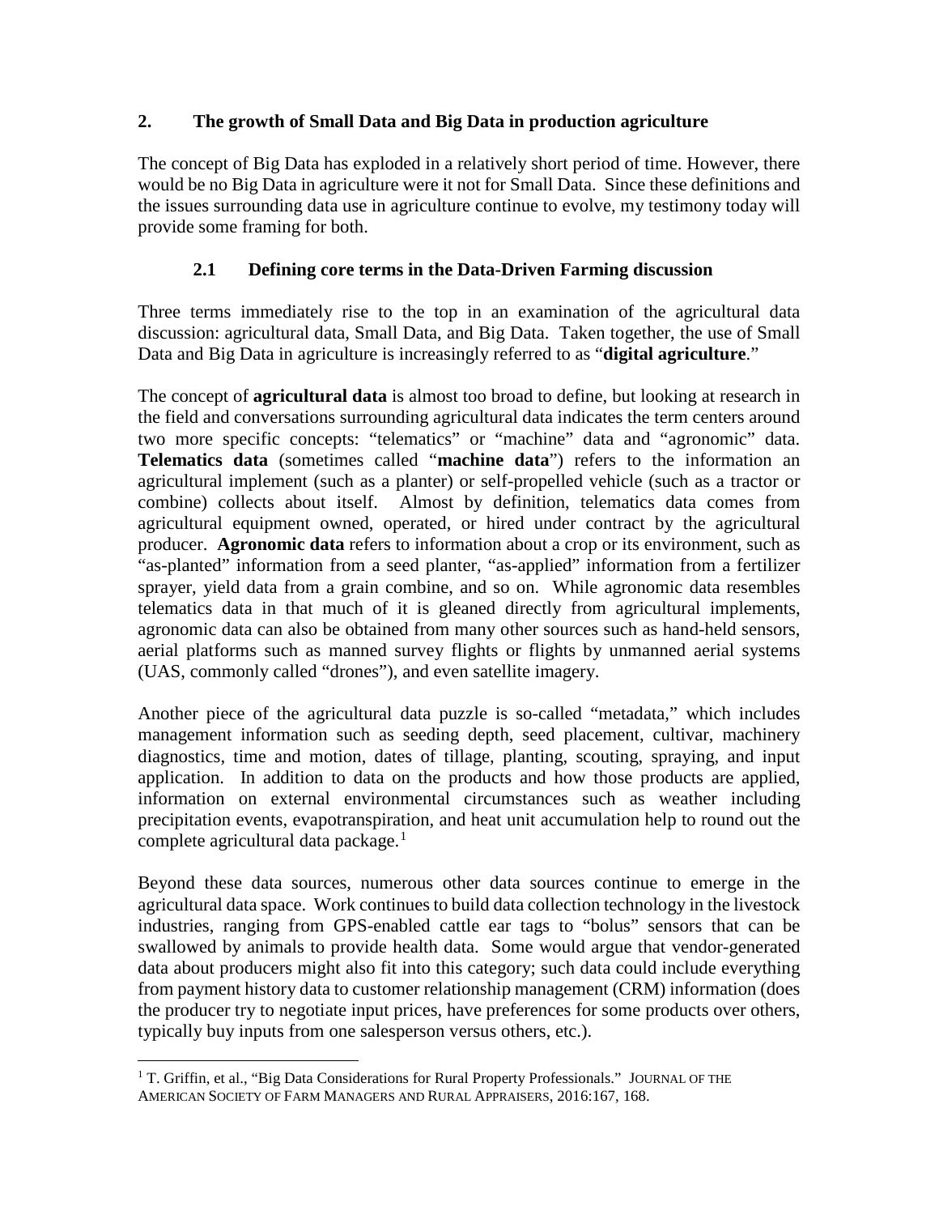## 2. The growth of Small Data and Big Data in production agriculture

The concept of Big Data has exploded in a relatively short period of time. However, there would be no Big Data in agriculture were it not for Small Data. Since these definitions and the issues surrounding data use in agriculture continue to evolve, my testimony today will provide some framing for both.

### 2.1 Defining core terms in the Data-Driven Farming discussion

Three terms immediately rise to the top in an examination of the agricultural data discussion: agricultural data, Small Data, and Big Data. Taken together, the use of Small Data and Big Data in agriculture is increasingly referred to as "**digital agriculture**."

The concept of **agricultural data** is almost too broad to define, but looking at research in the field and conversations surrounding agricultural data indicates the term centers around two more specific concepts: "telematics" or "machine" data and "agronomic" data. **Telematics data** (sometimes called "**machine data**") refers to the information an agricultural implement (such as a planter) or self-propelled vehicle (such as a tractor or combine) collects about itself. Almost by definition, telematics data comes from agricultural equipment owned, operated, or hired under contract by the agricultural producer. **Agronomic data** refers to information about a crop or its environment, such as "as-planted" information from a seed planter, "as-applied" information from a fertilizer sprayer, yield data from a grain combine, and so on. While agronomic data resembles telematics data in that much of it is gleaned directly from agricultural implements, agronomic data can also be obtained from many other sources such as hand-held sensors, aerial platforms such as manned survey flights or flights by unmanned aerial systems (UAS, commonly called "drones"), and even satellite imagery.

Another piece of the agricultural data puzzle is so-called "metadata," which includes management information such as seeding depth, seed placement, cultivar, machinery diagnostics, time and motion, dates of tillage, planting, scouting, spraying, and input application. In addition to data on the products and how those products are applied, information on external environmental circumstances such as weather including precipitation events, evapotranspiration, and heat unit accumulation help to round out the complete agricultural data package.[1]

Beyond these data sources, numerous other data sources continue to emerge in the agricultural data space. Work continues to build data collection technology in the livestock industries, ranging from GPS-enabled cattle ear tags to "bolus" sensors that can be swallowed by animals to provide health data. Some would argue that vendor-generated data about producers might also fit into this category; such data could include everything from payment history data to customer relationship management (CRM) information (does the producer try to negotiate input prices, have preferences for some products over others, typically buy inputs from one salesperson versus others, etc.).

---

[1] T. Griffin, et al., "Big Data Considerations for Rural Property Professionals." JOURNAL OF THE AMERICAN SOCIETY OF FARM MANAGERS AND RURAL APPRAISERS, 2016:167, 168.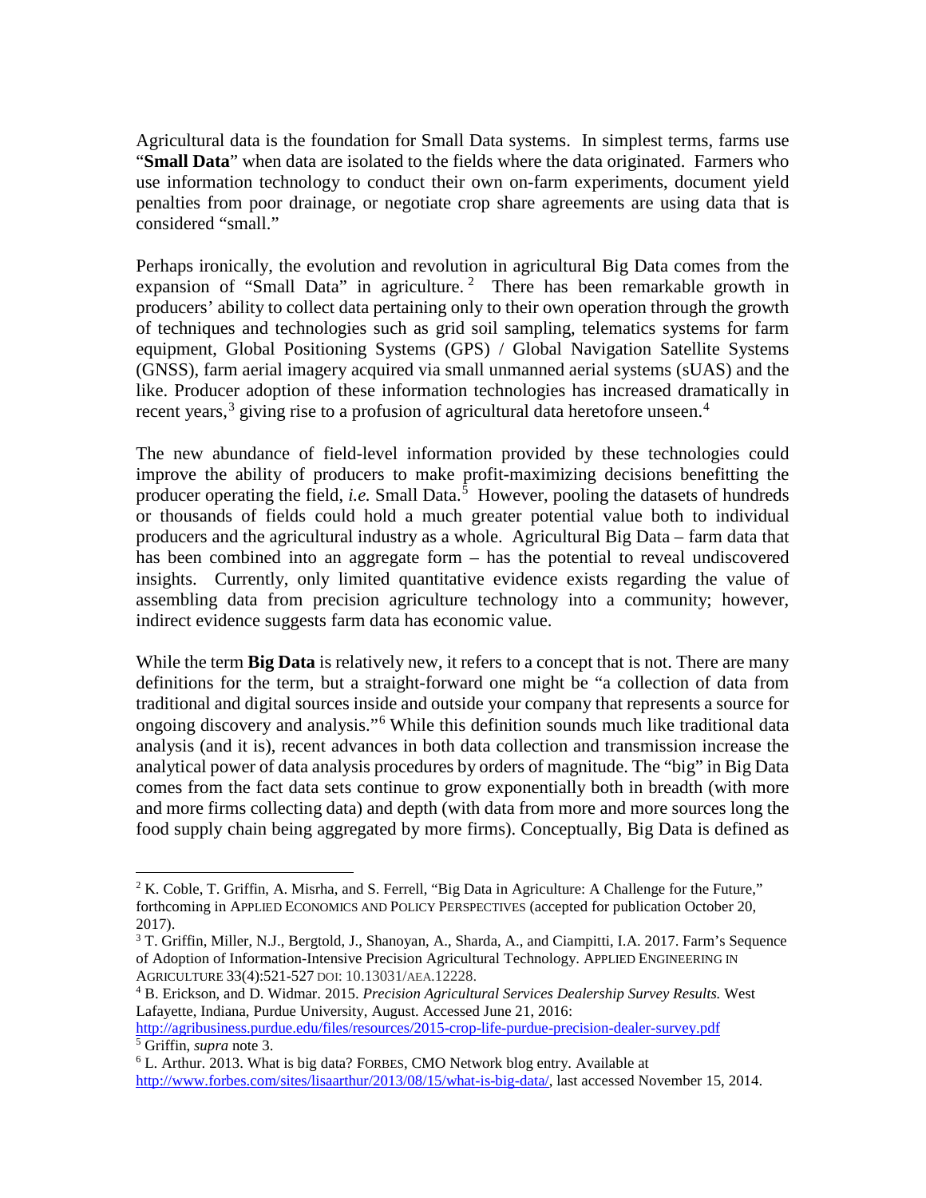Agricultural data is the foundation for Small Data systems. In simplest terms, farms use "**Small Data**" when data are isolated to the fields where the data originated. Farmers who use information technology to conduct their own on-farm experiments, document yield penalties from poor drainage, or negotiate crop share agreements are using data that is considered "small."

Perhaps ironically, the evolution and revolution in agricultural Big Data comes from the expansion of "Small Data" in agriculture.[2] There has been remarkable growth in producers' ability to collect data pertaining only to their own operation through the growth of techniques and technologies such as grid soil sampling, telematics systems for farm equipment, Global Positioning Systems (GPS) / Global Navigation Satellite Systems (GNSS), farm aerial imagery acquired via small unmanned aerial systems (sUAS) and the like. Producer adoption of these information technologies has increased dramatically in recent years,[3] giving rise to a profusion of agricultural data heretofore unseen.[4]

The new abundance of field-level information provided by these technologies could improve the ability of producers to make profit-maximizing decisions benefitting the producer operating the field, *i.e.* Small Data.[5] However, pooling the datasets of hundreds or thousands of fields could hold a much greater potential value both to individual producers and the agricultural industry as a whole. Agricultural Big Data – farm data that has been combined into an aggregate form – has the potential to reveal undiscovered insights. Currently, only limited quantitative evidence exists regarding the value of assembling data from precision agriculture technology into a community; however, indirect evidence suggests farm data has economic value.

While the term **Big Data** is relatively new, it refers to a concept that is not. There are many definitions for the term, but a straight-forward one might be "a collection of data from traditional and digital sources inside and outside your company that represents a source for ongoing discovery and analysis."[6] While this definition sounds much like traditional data analysis (and it is), recent advances in both data collection and transmission increase the analytical power of data analysis procedures by orders of magnitude. The "big" in Big Data comes from the fact data sets continue to grow exponentially both in breadth (with more and more firms collecting data) and depth (with data from more and more sources long the food supply chain being aggregated by more firms). Conceptually, Big Data is defined as

---

[2] K. Coble, T. Griffin, A. Misrha, and S. Ferrell, "Big Data in Agriculture: A Challenge for the Future," forthcoming in APPLIED ECONOMICS AND POLICY PERSPECTIVES (accepted for publication October 20, 2017).

[3] T. Griffin, Miller, N.J., Bergtold, J., Shanoyan, A., Sharda, A., and Ciampitti, I.A. 2017. Farm's Sequence of Adoption of Information-Intensive Precision Agricultural Technology. APPLIED ENGINEERING IN AGRICULTURE 33(4):521-527 DOI: 10.13031/AEA.12228.

[4] B. Erickson, and D. Widmar. 2015. *Precision Agricultural Services Dealership Survey Results.* West Lafayette, Indiana, Purdue University, August. Accessed June 21, 2016: http://agribusiness.purdue.edu/files/resources/2015-crop-life-purdue-precision-dealer-survey.pdf

[5] Griffin, *supra* note 3.

[6] L. Arthur. 2013. What is big data? FORBES, CMO Network blog entry. Available at http://www.forbes.com/sites/lisaarthur/2013/08/15/what-is-big-data/, last accessed November 15, 2014.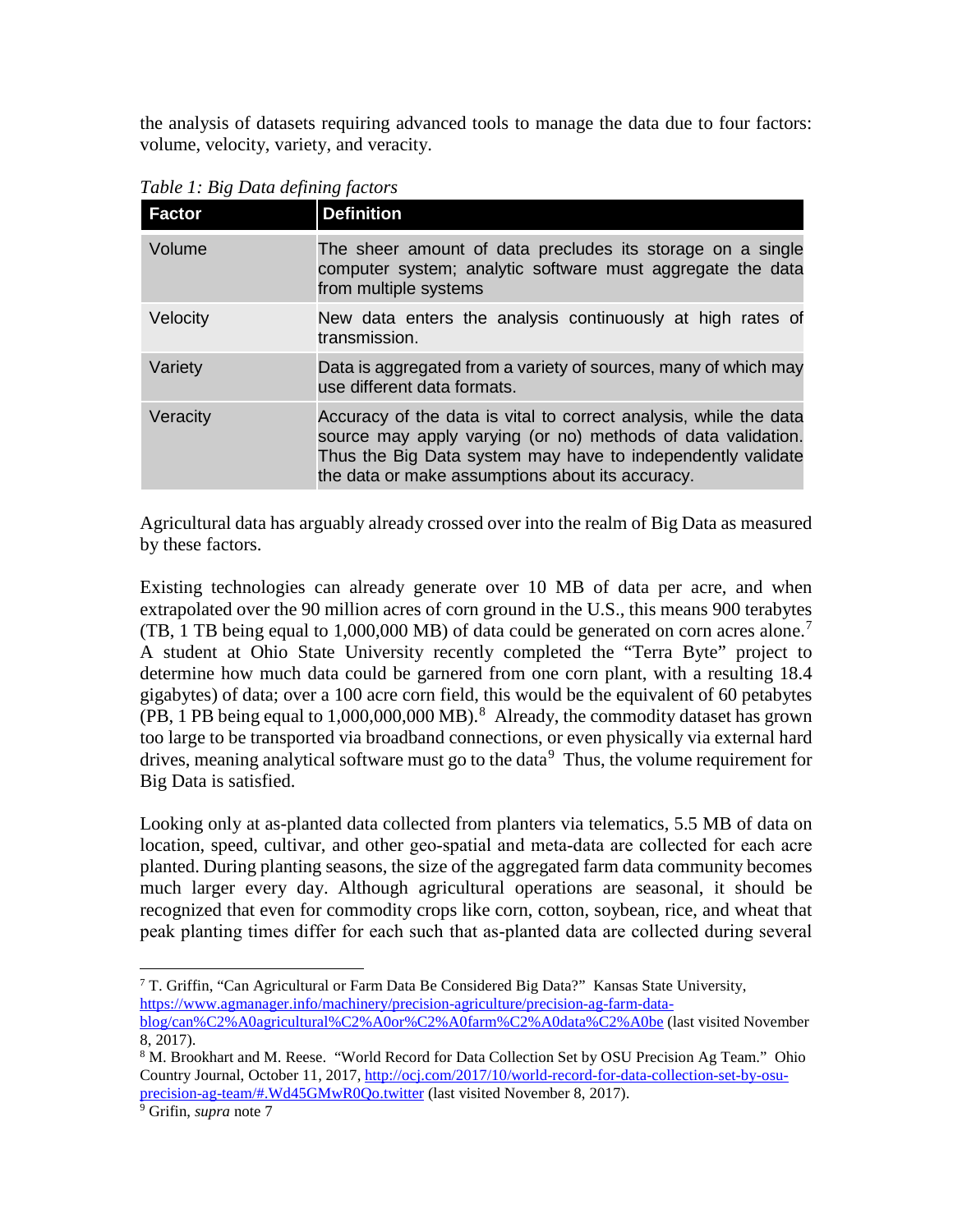the analysis of datasets requiring advanced tools to manage the data due to four factors: volume, velocity, variety, and veracity.

*Table 1: Big Data defining factors*

| Factor | Definition |
|---|---|
| Volume | The sheer amount of data precludes its storage on a single computer system; analytic software must aggregate the data from multiple systems |
| Velocity | New data enters the analysis continuously at high rates of transmission. |
| Variety | Data is aggregated from a variety of sources, many of which may use different data formats. |
| Veracity | Accuracy of the data is vital to correct analysis, while the data source may apply varying (or no) methods of data validation. Thus the Big Data system may have to independently validate the data or make assumptions about its accuracy. |

Agricultural data has arguably already crossed over into the realm of Big Data as measured by these factors.

Existing technologies can already generate over 10 MB of data per acre, and when extrapolated over the 90 million acres of corn ground in the U.S., this means 900 terabytes (TB, 1 TB being equal to 1,000,000 MB) of data could be generated on corn acres alone.[7] A student at Ohio State University recently completed the "Terra Byte" project to determine how much data could be garnered from one corn plant, with a resulting 18.4 gigabytes) of data; over a 100 acre corn field, this would be the equivalent of 60 petabytes (PB, 1 PB being equal to 1,000,000,000 MB).[8] Already, the commodity dataset has grown too large to be transported via broadband connections, or even physically via external hard drives, meaning analytical software must go to the data[9] Thus, the volume requirement for Big Data is satisfied.

Looking only at as-planted data collected from planters via telematics, 5.5 MB of data on location, speed, cultivar, and other geo-spatial and meta-data are collected for each acre planted. During planting seasons, the size of the aggregated farm data community becomes much larger every day. Although agricultural operations are seasonal, it should be recognized that even for commodity crops like corn, cotton, soybean, rice, and wheat that peak planting times differ for each such that as-planted data are collected during several

---

[7] T. Griffin, "Can Agricultural or Farm Data Be Considered Big Data?" Kansas State University, https://www.agmanager.info/machinery/precision-agriculture/precision-ag-farm-data-blog/can%C2%A0agricultural%C2%A0or%C2%A0farm%C2%A0data%C2%A0be (last visited November 8, 2017).

[8] M. Brookhart and M. Reese. "World Record for Data Collection Set by OSU Precision Ag Team." Ohio Country Journal, October 11, 2017, http://ocj.com/2017/10/world-record-for-data-collection-set-by-osu-precision-ag-team/#.Wd45GMwR0Qo.twitter (last visited November 8, 2017).

[9] Grifin, *supra* note 7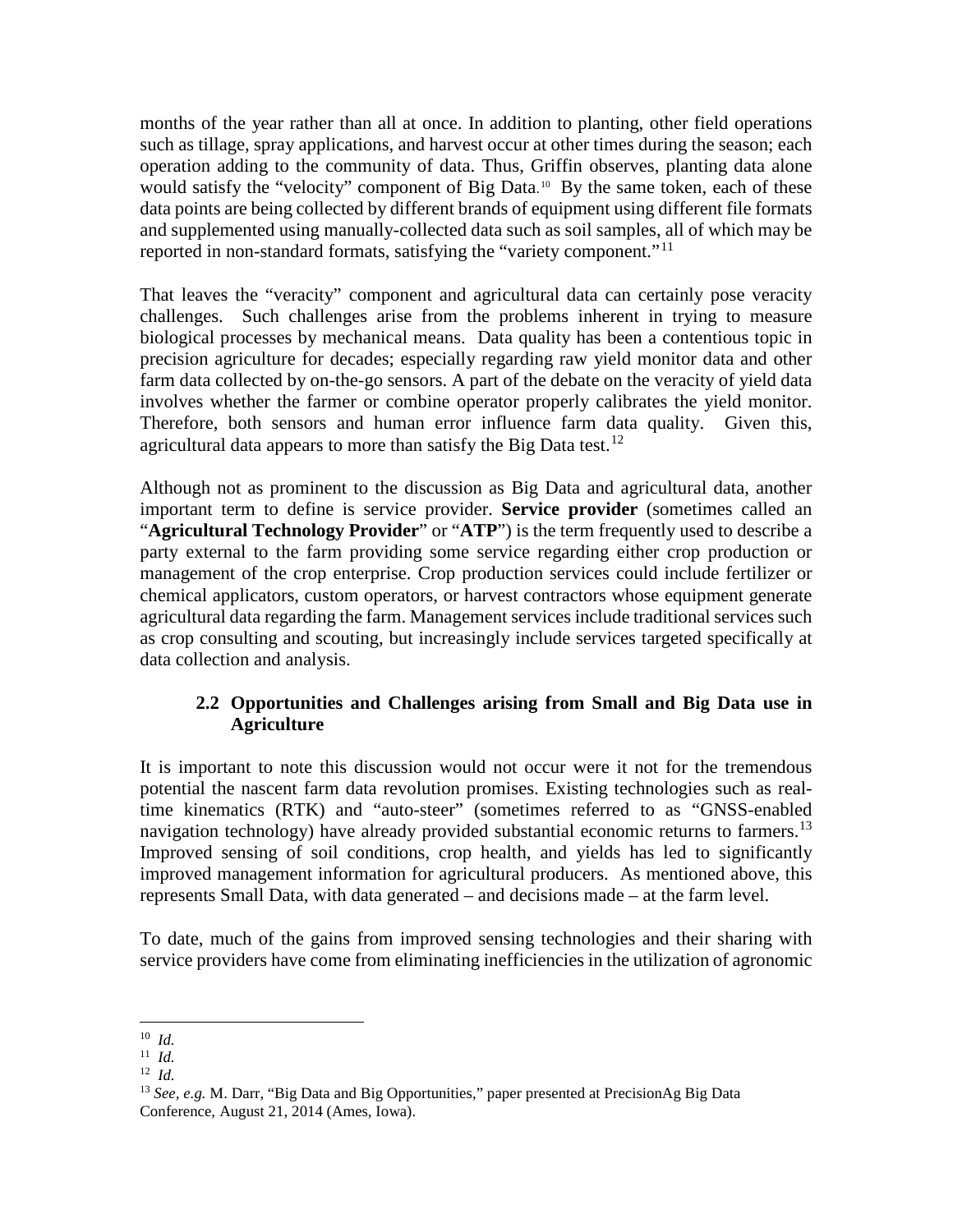months of the year rather than all at once. In addition to planting, other field operations such as tillage, spray applications, and harvest occur at other times during the season; each operation adding to the community of data. Thus, Griffin observes, planting data alone would satisfy the "velocity" component of Big Data.[10] By the same token, each of these data points are being collected by different brands of equipment using different file formats and supplemented using manually-collected data such as soil samples, all of which may be reported in non-standard formats, satisfying the "variety component."[11]

That leaves the "veracity" component and agricultural data can certainly pose veracity challenges. Such challenges arise from the problems inherent in trying to measure biological processes by mechanical means. Data quality has been a contentious topic in precision agriculture for decades; especially regarding raw yield monitor data and other farm data collected by on-the-go sensors. A part of the debate on the veracity of yield data involves whether the farmer or combine operator properly calibrates the yield monitor. Therefore, both sensors and human error influence farm data quality. Given this, agricultural data appears to more than satisfy the Big Data test.[12]

Although not as prominent to the discussion as Big Data and agricultural data, another important term to define is service provider. **Service provider** (sometimes called an "**Agricultural Technology Provider**" or "**ATP**") is the term frequently used to describe a party external to the farm providing some service regarding either crop production or management of the crop enterprise. Crop production services could include fertilizer or chemical applicators, custom operators, or harvest contractors whose equipment generate agricultural data regarding the farm. Management services include traditional services such as crop consulting and scouting, but increasingly include services targeted specifically at data collection and analysis.

### 2.2 Opportunities and Challenges arising from Small and Big Data use in Agriculture

It is important to note this discussion would not occur were it not for the tremendous potential the nascent farm data revolution promises. Existing technologies such as real-time kinematics (RTK) and "auto-steer" (sometimes referred to as "GNSS-enabled navigation technology) have already provided substantial economic returns to farmers.[13] Improved sensing of soil conditions, crop health, and yields has led to significantly improved management information for agricultural producers. As mentioned above, this represents Small Data, with data generated – and decisions made – at the farm level.

To date, much of the gains from improved sensing technologies and their sharing with service providers have come from eliminating inefficiencies in the utilization of agronomic

---

[10] *Id.*

[11] *Id.*

[12] *Id.*

[13] *See, e.g.* M. Darr, "Big Data and Big Opportunities," paper presented at PrecisionAg Big Data Conference, August 21, 2014 (Ames, Iowa).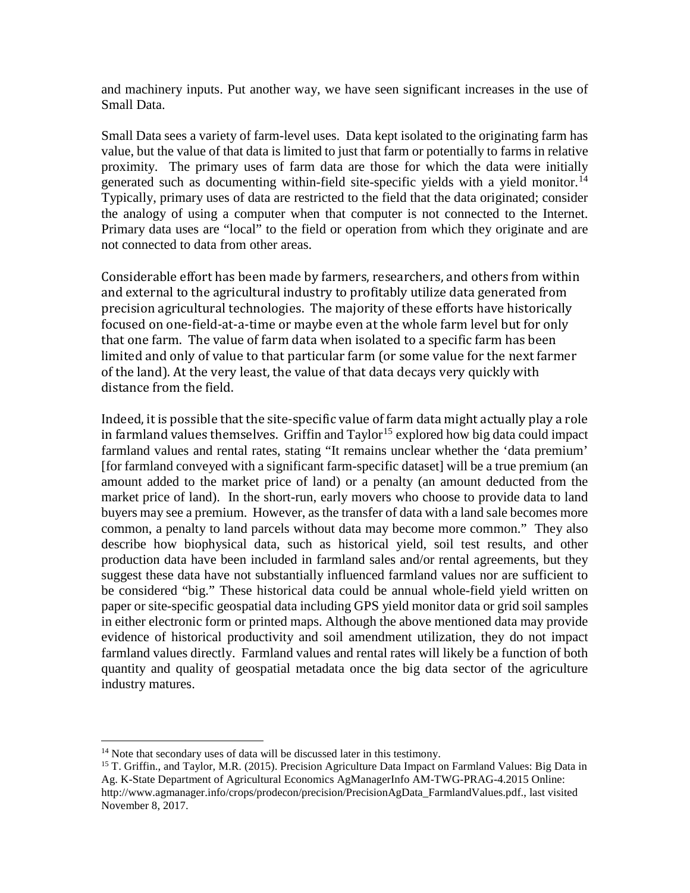and machinery inputs. Put another way, we have seen significant increases in the use of Small Data.

Small Data sees a variety of farm-level uses. Data kept isolated to the originating farm has value, but the value of that data is limited to just that farm or potentially to farms in relative proximity. The primary uses of farm data are those for which the data were initially generated such as documenting within-field site-specific yields with a yield monitor.[14] Typically, primary uses of data are restricted to the field that the data originated; consider the analogy of using a computer when that computer is not connected to the Internet. Primary data uses are "local" to the field or operation from which they originate and are not connected to data from other areas.

Considerable effort has been made by farmers, researchers, and others from within and external to the agricultural industry to profitably utilize data generated from precision agricultural technologies. The majority of these efforts have historically focused on one-field-at-a-time or maybe even at the whole farm level but for only that one farm. The value of farm data when isolated to a specific farm has been limited and only of value to that particular farm (or some value for the next farmer of the land). At the very least, the value of that data decays very quickly with distance from the field.

Indeed, it is possible that the site-specific value of farm data might actually play a role in farmland values themselves. Griffin and Taylor[15] explored how big data could impact farmland values and rental rates, stating "It remains unclear whether the 'data premium' [for farmland conveyed with a significant farm-specific dataset] will be a true premium (an amount added to the market price of land) or a penalty (an amount deducted from the market price of land). In the short-run, early movers who choose to provide data to land buyers may see a premium. However, as the transfer of data with a land sale becomes more common, a penalty to land parcels without data may become more common." They also describe how biophysical data, such as historical yield, soil test results, and other production data have been included in farmland sales and/or rental agreements, but they suggest these data have not substantially influenced farmland values nor are sufficient to be considered "big." These historical data could be annual whole-field yield written on paper or site-specific geospatial data including GPS yield monitor data or grid soil samples in either electronic form or printed maps. Although the above mentioned data may provide evidence of historical productivity and soil amendment utilization, they do not impact farmland values directly. Farmland values and rental rates will likely be a function of both quantity and quality of geospatial metadata once the big data sector of the agriculture industry matures.

---

[14] Note that secondary uses of data will be discussed later in this testimony.

[15] T. Griffin., and Taylor, M.R. (2015). Precision Agriculture Data Impact on Farmland Values: Big Data in Ag. K-State Department of Agricultural Economics AgManagerInfo AM-TWG-PRAG-4.2015 Online: http://www.agmanager.info/crops/prodecon/precision/PrecisionAgData_FarmlandValues.pdf., last visited November 8, 2017.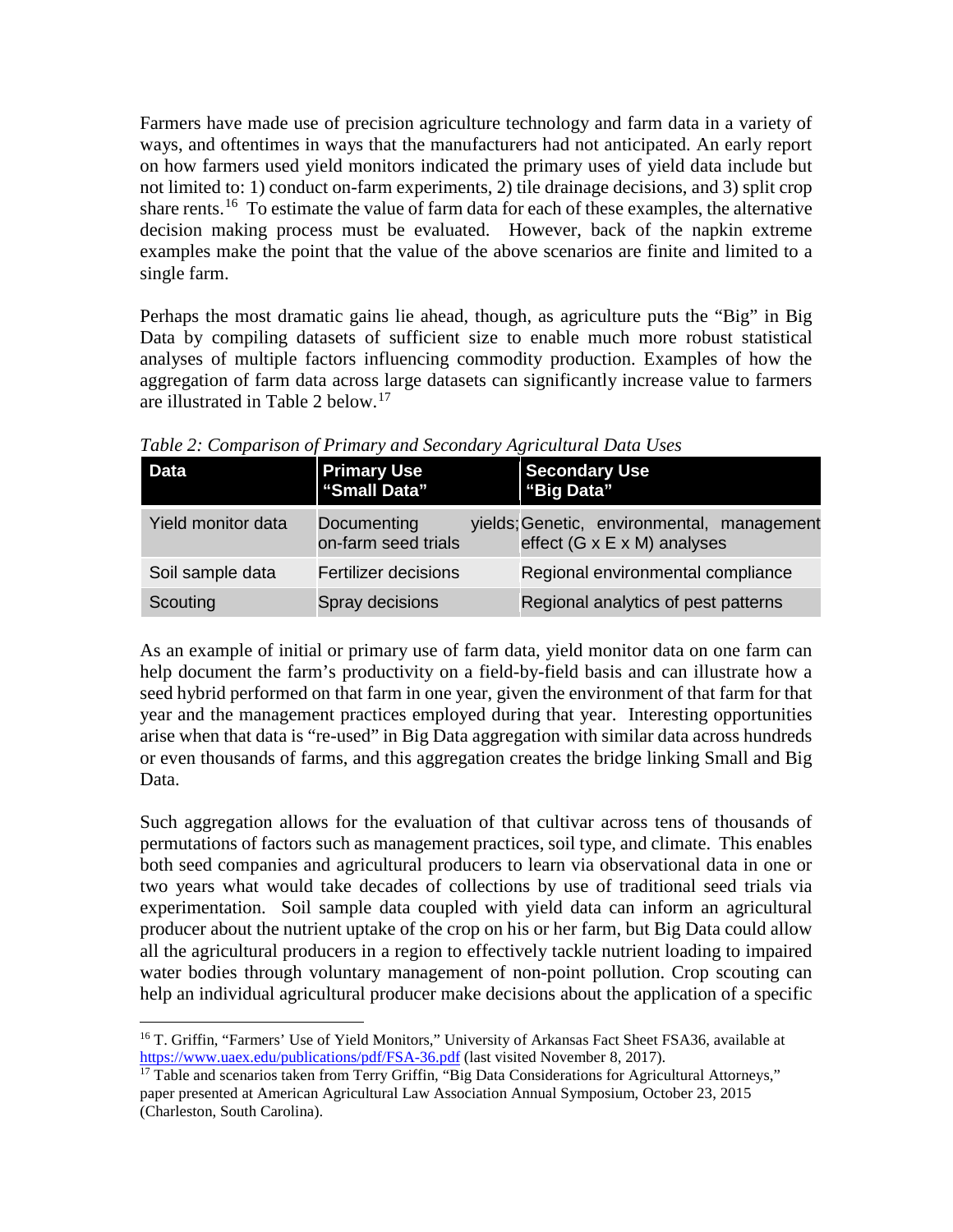Farmers have made use of precision agriculture technology and farm data in a variety of ways, and oftentimes in ways that the manufacturers had not anticipated. An early report on how farmers used yield monitors indicated the primary uses of yield data include but not limited to: 1) conduct on-farm experiments, 2) tile drainage decisions, and 3) split crop share rents.[16] To estimate the value of farm data for each of these examples, the alternative decision making process must be evaluated. However, back of the napkin extreme examples make the point that the value of the above scenarios are finite and limited to a single farm.

Perhaps the most dramatic gains lie ahead, though, as agriculture puts the "Big" in Big Data by compiling datasets of sufficient size to enable much more robust statistical analyses of multiple factors influencing commodity production. Examples of how the aggregation of farm data across large datasets can significantly increase value to farmers are illustrated in Table 2 below.[17]

*Table 2: Comparison of Primary and Secondary Agricultural Data Uses*

| Data | Primary Use "Small Data" | Secondary Use "Big Data" |
|---|---|---|
| Yield monitor data | Documenting yields; on-farm seed trials | Genetic, environmental, management effect (G x E x M) analyses |
| Soil sample data | Fertilizer decisions | Regional environmental compliance |
| Scouting | Spray decisions | Regional analytics of pest patterns |

As an example of initial or primary use of farm data, yield monitor data on one farm can help document the farm's productivity on a field-by-field basis and can illustrate how a seed hybrid performed on that farm in one year, given the environment of that farm for that year and the management practices employed during that year. Interesting opportunities arise when that data is "re-used" in Big Data aggregation with similar data across hundreds or even thousands of farms, and this aggregation creates the bridge linking Small and Big Data.

Such aggregation allows for the evaluation of that cultivar across tens of thousands of permutations of factors such as management practices, soil type, and climate. This enables both seed companies and agricultural producers to learn via observational data in one or two years what would take decades of collections by use of traditional seed trials via experimentation. Soil sample data coupled with yield data can inform an agricultural producer about the nutrient uptake of the crop on his or her farm, but Big Data could allow all the agricultural producers in a region to effectively tackle nutrient loading to impaired water bodies through voluntary management of non-point pollution. Crop scouting can help an individual agricultural producer make decisions about the application of a specific

---

[16] T. Griffin, "Farmers' Use of Yield Monitors," University of Arkansas Fact Sheet FSA36, available at https://www.uaex.edu/publications/pdf/FSA-36.pdf (last visited November 8, 2017).

[17] Table and scenarios taken from Terry Griffin, "Big Data Considerations for Agricultural Attorneys," paper presented at American Agricultural Law Association Annual Symposium, October 23, 2015 (Charleston, South Carolina).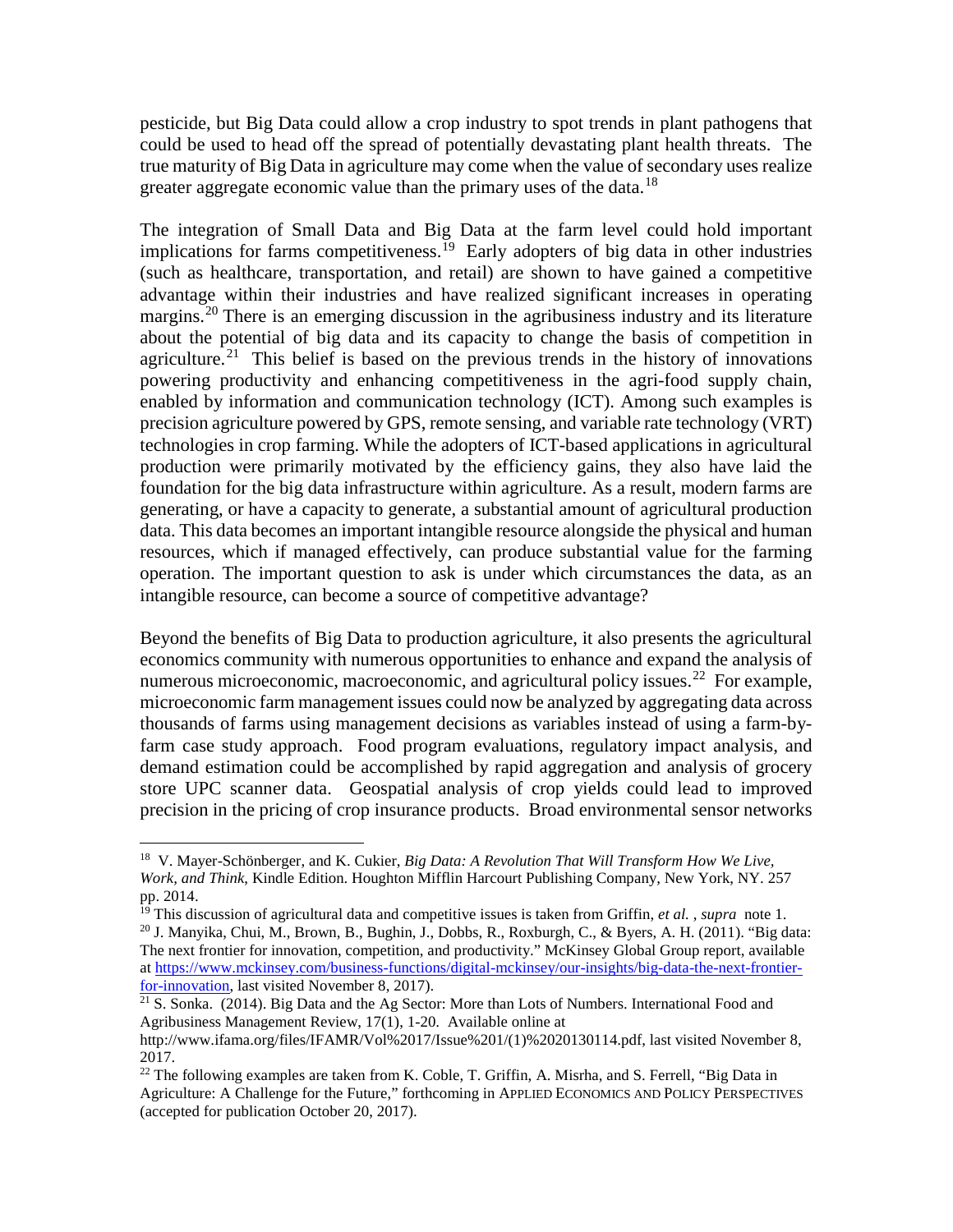pesticide, but Big Data could allow a crop industry to spot trends in plant pathogens that could be used to head off the spread of potentially devastating plant health threats. The true maturity of Big Data in agriculture may come when the value of secondary uses realize greater aggregate economic value than the primary uses of the data.[18]

The integration of Small Data and Big Data at the farm level could hold important implications for farms competitiveness.[19] Early adopters of big data in other industries (such as healthcare, transportation, and retail) are shown to have gained a competitive advantage within their industries and have realized significant increases in operating margins.[20] There is an emerging discussion in the agribusiness industry and its literature about the potential of big data and its capacity to change the basis of competition in agriculture.[21] This belief is based on the previous trends in the history of innovations powering productivity and enhancing competitiveness in the agri-food supply chain, enabled by information and communication technology (ICT). Among such examples is precision agriculture powered by GPS, remote sensing, and variable rate technology (VRT) technologies in crop farming. While the adopters of ICT-based applications in agricultural production were primarily motivated by the efficiency gains, they also have laid the foundation for the big data infrastructure within agriculture. As a result, modern farms are generating, or have a capacity to generate, a substantial amount of agricultural production data. This data becomes an important intangible resource alongside the physical and human resources, which if managed effectively, can produce substantial value for the farming operation. The important question to ask is under which circumstances the data, as an intangible resource, can become a source of competitive advantage?

Beyond the benefits of Big Data to production agriculture, it also presents the agricultural economics community with numerous opportunities to enhance and expand the analysis of numerous microeconomic, macroeconomic, and agricultural policy issues.[22] For example, microeconomic farm management issues could now be analyzed by aggregating data across thousands of farms using management decisions as variables instead of using a farm-by-farm case study approach. Food program evaluations, regulatory impact analysis, and demand estimation could be accomplished by rapid aggregation and analysis of grocery store UPC scanner data. Geospatial analysis of crop yields could lead to improved precision in the pricing of crop insurance products. Broad environmental sensor networks

---

[18] V. Mayer-Schönberger, and K. Cukier, *Big Data: A Revolution That Will Transform How We Live, Work, and Think*, Kindle Edition. Houghton Mifflin Harcourt Publishing Company, New York, NY. 257 pp. 2014.

[19] This discussion of agricultural data and competitive issues is taken from Griffin, *et al.* , *supra* note 1.

[20] J. Manyika, Chui, M., Brown, B., Bughin, J., Dobbs, R., Roxburgh, C., & Byers, A. H. (2011). "Big data: The next frontier for innovation, competition, and productivity." McKinsey Global Group report, available at https://www.mckinsey.com/business-functions/digital-mckinsey/our-insights/big-data-the-next-frontier-for-innovation, last visited November 8, 2017).

[21] S. Sonka. (2014). Big Data and the Ag Sector: More than Lots of Numbers. International Food and Agribusiness Management Review, 17(1), 1-20. Available online at http://www.ifama.org/files/IFAMR/Vol%2017/Issue%201/(1)%2020130114.pdf, last visited November 8, 2017.

[22] The following examples are taken from K. Coble, T. Griffin, A. Misrha, and S. Ferrell, "Big Data in Agriculture: A Challenge for the Future," forthcoming in APPLIED ECONOMICS AND POLICY PERSPECTIVES (accepted for publication October 20, 2017).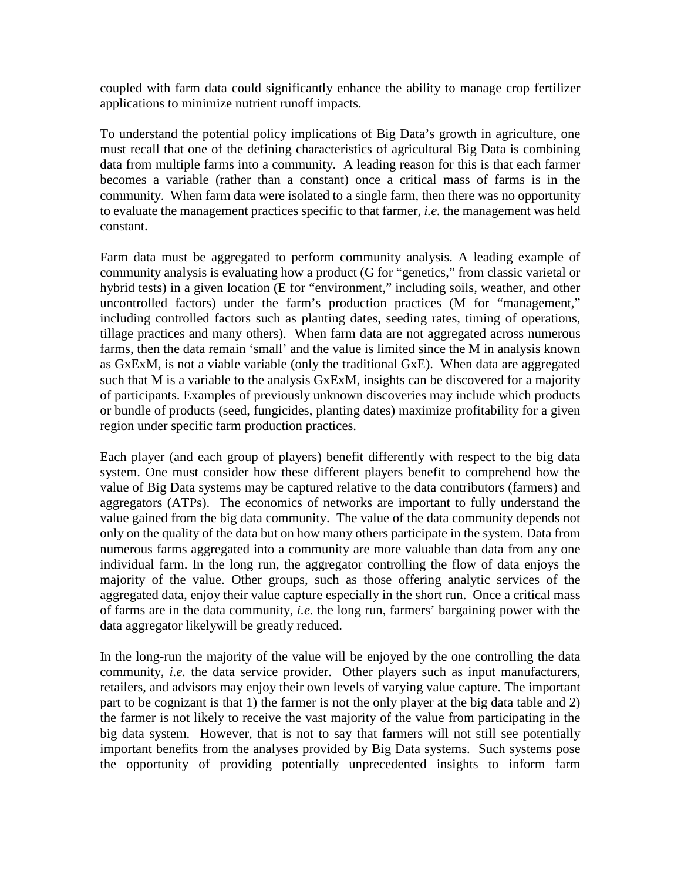coupled with farm data could significantly enhance the ability to manage crop fertilizer applications to minimize nutrient runoff impacts.

To understand the potential policy implications of Big Data's growth in agriculture, one must recall that one of the defining characteristics of agricultural Big Data is combining data from multiple farms into a community. A leading reason for this is that each farmer becomes a variable (rather than a constant) once a critical mass of farms is in the community. When farm data were isolated to a single farm, then there was no opportunity to evaluate the management practices specific to that farmer, *i.e.* the management was held constant.

Farm data must be aggregated to perform community analysis. A leading example of community analysis is evaluating how a product (G for "genetics," from classic varietal or hybrid tests) in a given location (E for "environment," including soils, weather, and other uncontrolled factors) under the farm's production practices (M for "management," including controlled factors such as planting dates, seeding rates, timing of operations, tillage practices and many others). When farm data are not aggregated across numerous farms, then the data remain 'small' and the value is limited since the M in analysis known as GxExM, is not a viable variable (only the traditional GxE). When data are aggregated such that M is a variable to the analysis GxExM, insights can be discovered for a majority of participants. Examples of previously unknown discoveries may include which products or bundle of products (seed, fungicides, planting dates) maximize profitability for a given region under specific farm production practices.

Each player (and each group of players) benefit differently with respect to the big data system. One must consider how these different players benefit to comprehend how the value of Big Data systems may be captured relative to the data contributors (farmers) and aggregators (ATPs). The economics of networks are important to fully understand the value gained from the big data community. The value of the data community depends not only on the quality of the data but on how many others participate in the system. Data from numerous farms aggregated into a community are more valuable than data from any one individual farm. In the long run, the aggregator controlling the flow of data enjoys the majority of the value. Other groups, such as those offering analytic services of the aggregated data, enjoy their value capture especially in the short run. Once a critical mass of farms are in the data community, *i.e.* the long run, farmers' bargaining power with the data aggregator likelywill be greatly reduced.

In the long-run the majority of the value will be enjoyed by the one controlling the data community, *i.e.* the data service provider. Other players such as input manufacturers, retailers, and advisors may enjoy their own levels of varying value capture. The important part to be cognizant is that 1) the farmer is not the only player at the big data table and 2) the farmer is not likely to receive the vast majority of the value from participating in the big data system. However, that is not to say that farmers will not still see potentially important benefits from the analyses provided by Big Data systems. Such systems pose the opportunity of providing potentially unprecedented insights to inform farm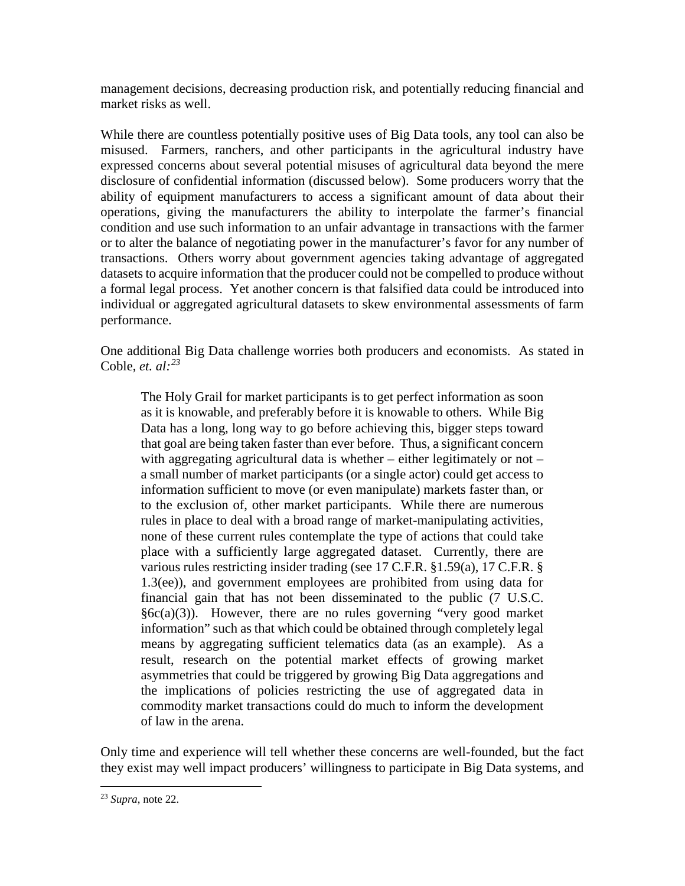management decisions, decreasing production risk, and potentially reducing financial and market risks as well.

While there are countless potentially positive uses of Big Data tools, any tool can also be misused. Farmers, ranchers, and other participants in the agricultural industry have expressed concerns about several potential misuses of agricultural data beyond the mere disclosure of confidential information (discussed below). Some producers worry that the ability of equipment manufacturers to access a significant amount of data about their operations, giving the manufacturers the ability to interpolate the farmer's financial condition and use such information to an unfair advantage in transactions with the farmer or to alter the balance of negotiating power in the manufacturer's favor for any number of transactions. Others worry about government agencies taking advantage of aggregated datasets to acquire information that the producer could not be compelled to produce without a formal legal process. Yet another concern is that falsified data could be introduced into individual or aggregated agricultural datasets to skew environmental assessments of farm performance.

One additional Big Data challenge worries both producers and economists. As stated in Coble, *et. al:*[23]

> The Holy Grail for market participants is to get perfect information as soon as it is knowable, and preferably before it is knowable to others. While Big Data has a long, long way to go before achieving this, bigger steps toward that goal are being taken faster than ever before. Thus, a significant concern with aggregating agricultural data is whether – either legitimately or not – a small number of market participants (or a single actor) could get access to information sufficient to move (or even manipulate) markets faster than, or to the exclusion of, other market participants. While there are numerous rules in place to deal with a broad range of market-manipulating activities, none of these current rules contemplate the type of actions that could take place with a sufficiently large aggregated dataset. Currently, there are various rules restricting insider trading (see 17 C.F.R. §1.59(a), 17 C.F.R. § 1.3(ee)), and government employees are prohibited from using data for financial gain that has not been disseminated to the public (7 U.S.C. §6c(a)(3)). However, there are no rules governing "very good market information" such as that which could be obtained through completely legal means by aggregating sufficient telematics data (as an example). As a result, research on the potential market effects of growing market asymmetries that could be triggered by growing Big Data aggregations and the implications of policies restricting the use of aggregated data in commodity market transactions could do much to inform the development of law in the arena.

Only time and experience will tell whether these concerns are well-founded, but the fact they exist may well impact producers' willingness to participate in Big Data systems, and

[23] *Supra*, note 22.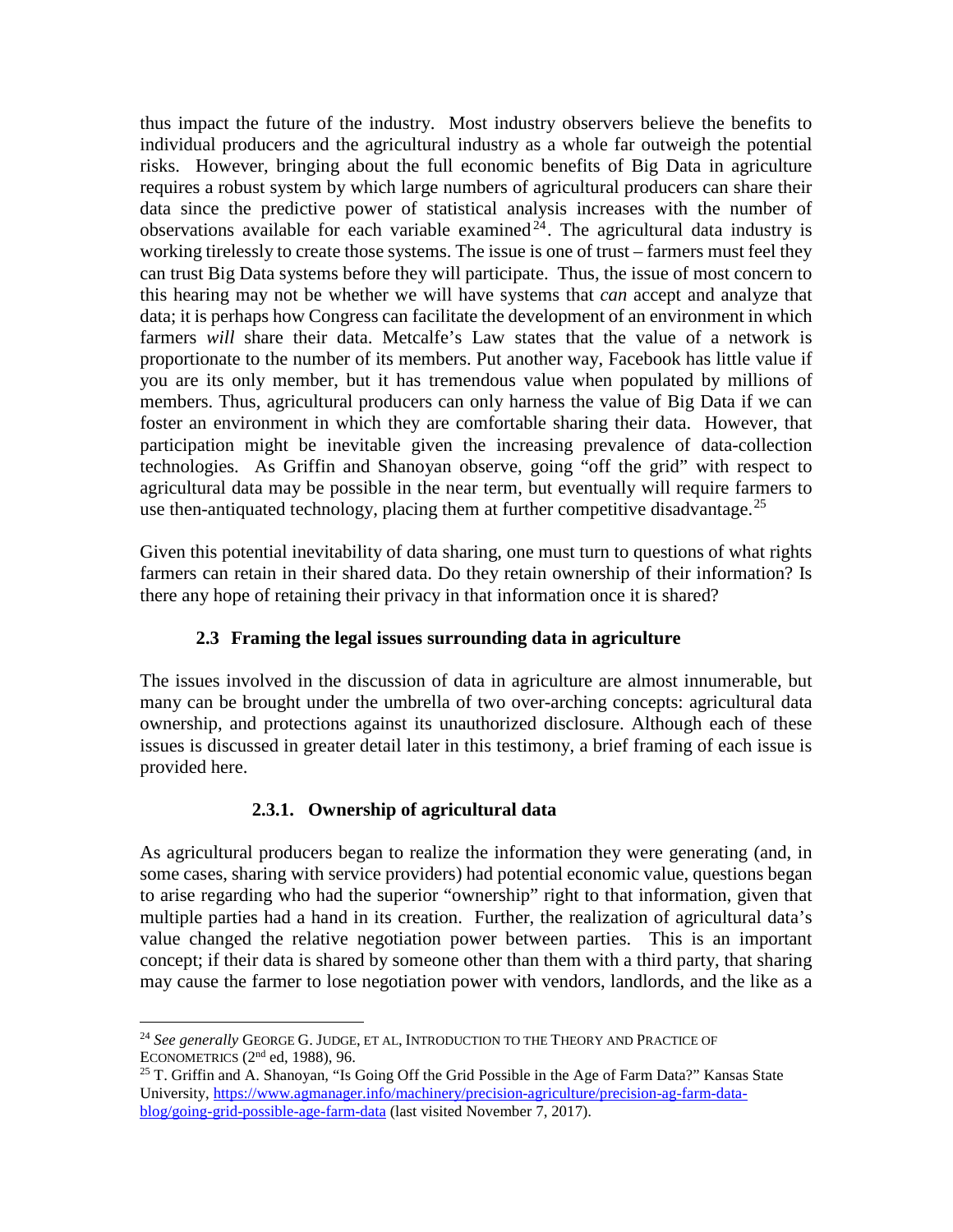thus impact the future of the industry. Most industry observers believe the benefits to individual producers and the agricultural industry as a whole far outweigh the potential risks. However, bringing about the full economic benefits of Big Data in agriculture requires a robust system by which large numbers of agricultural producers can share their data since the predictive power of statistical analysis increases with the number of observations available for each variable examined[24]. The agricultural data industry is working tirelessly to create those systems. The issue is one of trust – farmers must feel they can trust Big Data systems before they will participate. Thus, the issue of most concern to this hearing may not be whether we will have systems that *can* accept and analyze that data; it is perhaps how Congress can facilitate the development of an environment in which farmers *will* share their data. Metcalfe's Law states that the value of a network is proportionate to the number of its members. Put another way, Facebook has little value if you are its only member, but it has tremendous value when populated by millions of members. Thus, agricultural producers can only harness the value of Big Data if we can foster an environment in which they are comfortable sharing their data. However, that participation might be inevitable given the increasing prevalence of data-collection technologies. As Griffin and Shanoyan observe, going "off the grid" with respect to agricultural data may be possible in the near term, but eventually will require farmers to use then-antiquated technology, placing them at further competitive disadvantage.[25]

Given this potential inevitability of data sharing, one must turn to questions of what rights farmers can retain in their shared data. Do they retain ownership of their information? Is there any hope of retaining their privacy in that information once it is shared?

### 2.3 Framing the legal issues surrounding data in agriculture

The issues involved in the discussion of data in agriculture are almost innumerable, but many can be brought under the umbrella of two over-arching concepts: agricultural data ownership, and protections against its unauthorized disclosure. Although each of these issues is discussed in greater detail later in this testimony, a brief framing of each issue is provided here.

#### 2.3.1. Ownership of agricultural data

As agricultural producers began to realize the information they were generating (and, in some cases, sharing with service providers) had potential economic value, questions began to arise regarding who had the superior "ownership" right to that information, given that multiple parties had a hand in its creation. Further, the realization of agricultural data's value changed the relative negotiation power between parties. This is an important concept; if their data is shared by someone other than them with a third party, that sharing may cause the farmer to lose negotiation power with vendors, landlords, and the like as a

---

[24] *See generally* GEORGE G. JUDGE, ET AL, INTRODUCTION TO THE THEORY AND PRACTICE OF ECONOMETRICS (2nd ed, 1988), 96.

[25] T. Griffin and A. Shanoyan, "Is Going Off the Grid Possible in the Age of Farm Data?" Kansas State University, https://www.agmanager.info/machinery/precision-agriculture/precision-ag-farm-data-blog/going-grid-possible-age-farm-data (last visited November 7, 2017).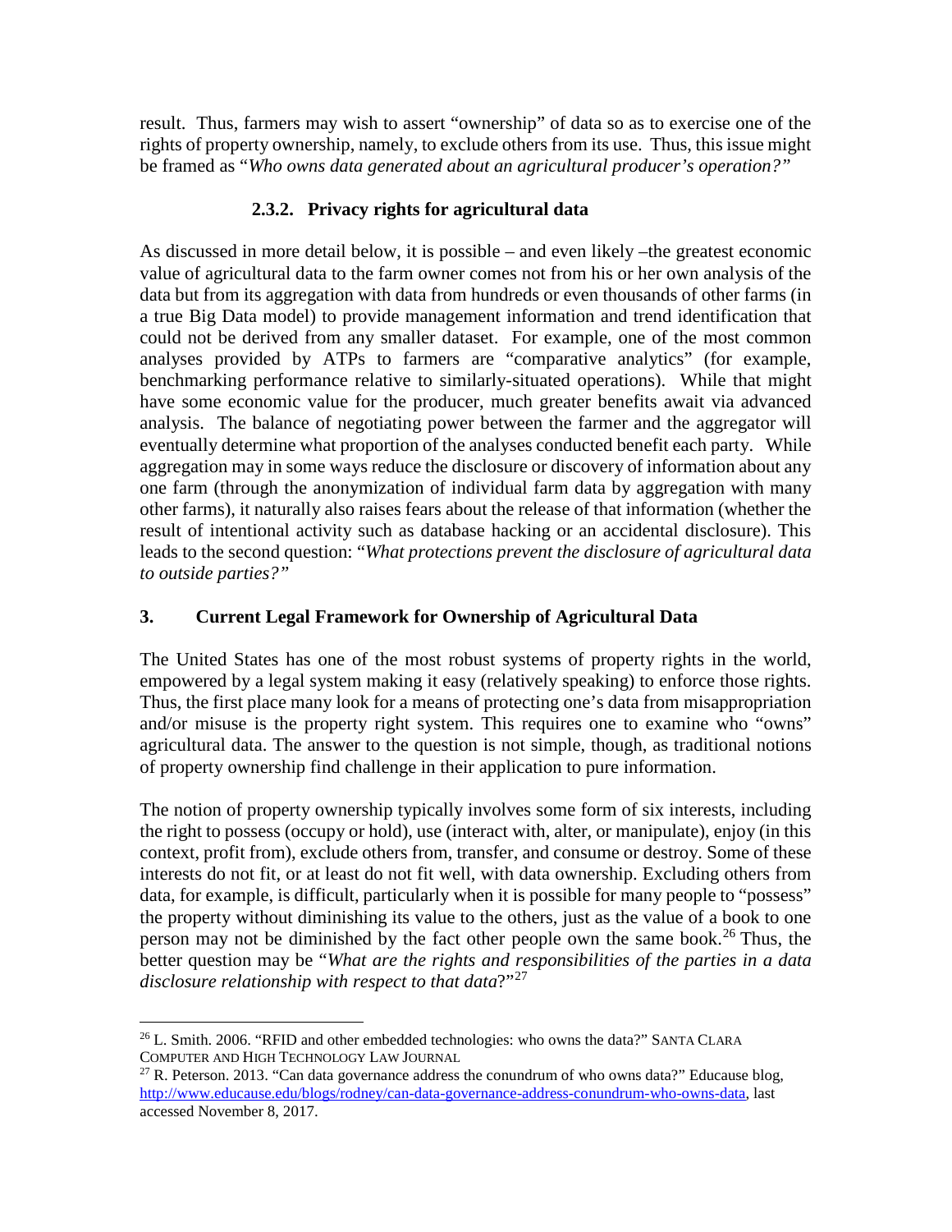result. Thus, farmers may wish to assert "ownership" of data so as to exercise one of the rights of property ownership, namely, to exclude others from its use. Thus, this issue might be framed as "*Who owns data generated about an agricultural producer's operation?*"

### 2.3.2. Privacy rights for agricultural data

As discussed in more detail below, it is possible – and even likely –the greatest economic value of agricultural data to the farm owner comes not from his or her own analysis of the data but from its aggregation with data from hundreds or even thousands of other farms (in a true Big Data model) to provide management information and trend identification that could not be derived from any smaller dataset. For example, one of the most common analyses provided by ATPs to farmers are "comparative analytics" (for example, benchmarking performance relative to similarly-situated operations). While that might have some economic value for the producer, much greater benefits await via advanced analysis. The balance of negotiating power between the farmer and the aggregator will eventually determine what proportion of the analyses conducted benefit each party. While aggregation may in some ways reduce the disclosure or discovery of information about any one farm (through the anonymization of individual farm data by aggregation with many other farms), it naturally also raises fears about the release of that information (whether the result of intentional activity such as database hacking or an accidental disclosure). This leads to the second question: "*What protections prevent the disclosure of agricultural data to outside parties?*"

## 3. Current Legal Framework for Ownership of Agricultural Data

The United States has one of the most robust systems of property rights in the world, empowered by a legal system making it easy (relatively speaking) to enforce those rights. Thus, the first place many look for a means of protecting one's data from misappropriation and/or misuse is the property right system. This requires one to examine who "owns" agricultural data. The answer to the question is not simple, though, as traditional notions of property ownership find challenge in their application to pure information.

The notion of property ownership typically involves some form of six interests, including the right to possess (occupy or hold), use (interact with, alter, or manipulate), enjoy (in this context, profit from), exclude others from, transfer, and consume or destroy. Some of these interests do not fit, or at least do not fit well, with data ownership. Excluding others from data, for example, is difficult, particularly when it is possible for many people to "possess" the property without diminishing its value to the others, just as the value of a book to one person may not be diminished by the fact other people own the same book.[26] Thus, the better question may be "*What are the rights and responsibilities of the parties in a data disclosure relationship with respect to that data*?"[27]

---

[26] L. Smith. 2006. "RFID and other embedded technologies: who owns the data?" SANTA CLARA COMPUTER AND HIGH TECHNOLOGY LAW JOURNAL

[27] R. Peterson. 2013. "Can data governance address the conundrum of who owns data?" Educause blog, http://www.educause.edu/blogs/rodney/can-data-governance-address-conundrum-who-owns-data, last accessed November 8, 2017.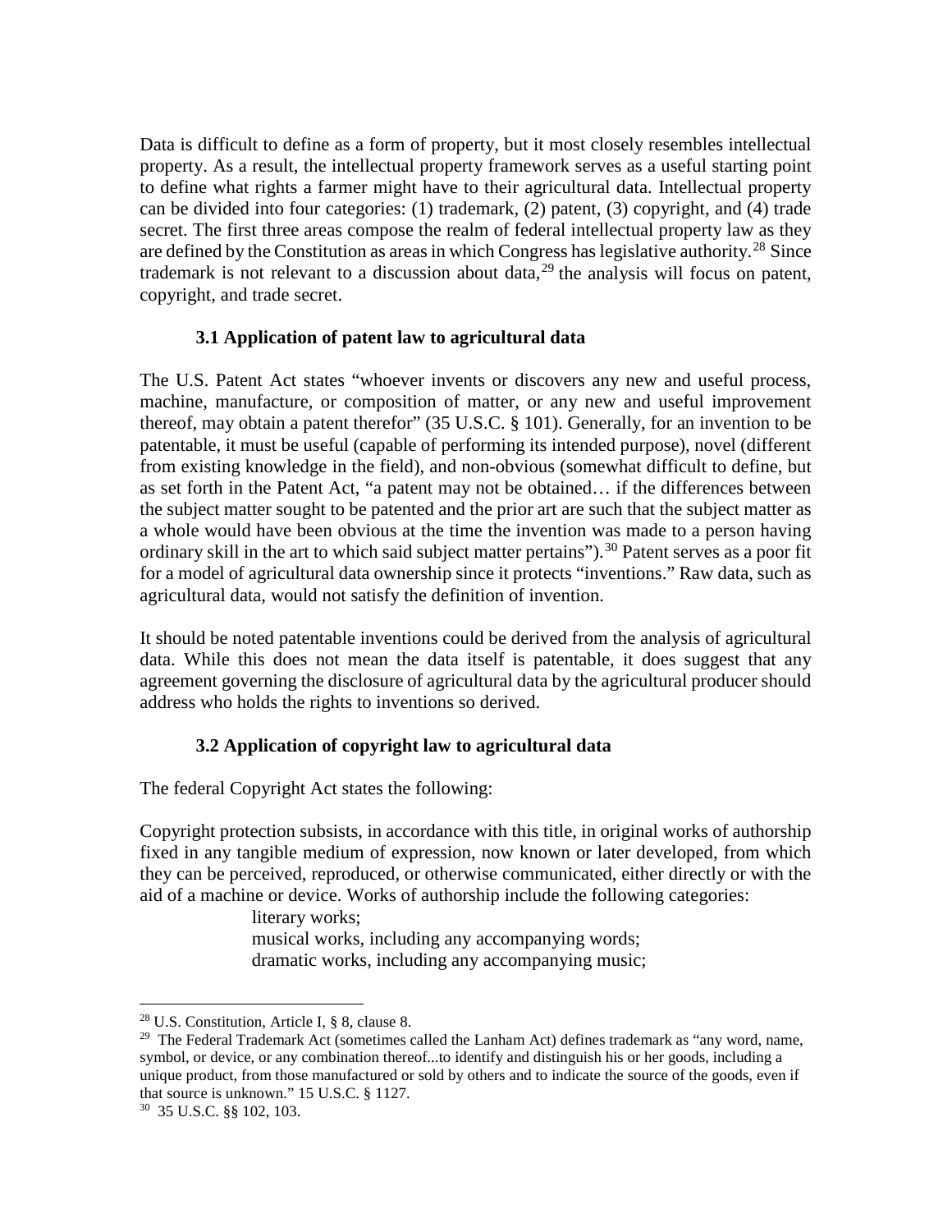Data is difficult to define as a form of property, but it most closely resembles intellectual property. As a result, the intellectual property framework serves as a useful starting point to define what rights a farmer might have to their agricultural data. Intellectual property can be divided into four categories: (1) trademark, (2) patent, (3) copyright, and (4) trade secret. The first three areas compose the realm of federal intellectual property law as they are defined by the Constitution as areas in which Congress has legislative authority.[28] Since trademark is not relevant to a discussion about data,[29] the analysis will focus on patent, copyright, and trade secret.

### 3.1 Application of patent law to agricultural data

The U.S. Patent Act states "whoever invents or discovers any new and useful process, machine, manufacture, or composition of matter, or any new and useful improvement thereof, may obtain a patent therefor" (35 U.S.C. § 101). Generally, for an invention to be patentable, it must be useful (capable of performing its intended purpose), novel (different from existing knowledge in the field), and non-obvious (somewhat difficult to define, but as set forth in the Patent Act, "a patent may not be obtained… if the differences between the subject matter sought to be patented and the prior art are such that the subject matter as a whole would have been obvious at the time the invention was made to a person having ordinary skill in the art to which said subject matter pertains").[30] Patent serves as a poor fit for a model of agricultural data ownership since it protects "inventions." Raw data, such as agricultural data, would not satisfy the definition of invention.

It should be noted patentable inventions could be derived from the analysis of agricultural data. While this does not mean the data itself is patentable, it does suggest that any agreement governing the disclosure of agricultural data by the agricultural producer should address who holds the rights to inventions so derived.

### 3.2 Application of copyright law to agricultural data

The federal Copyright Act states the following:

Copyright protection subsists, in accordance with this title, in original works of authorship fixed in any tangible medium of expression, now known or later developed, from which they can be perceived, reproduced, or otherwise communicated, either directly or with the aid of a machine or device. Works of authorship include the following categories:

> literary works;
> musical works, including any accompanying words;
> dramatic works, including any accompanying music;

---

[28] U.S. Constitution, Article I, § 8, clause 8.

[29] The Federal Trademark Act (sometimes called the Lanham Act) defines trademark as "any word, name, symbol, or device, or any combination thereof...to identify and distinguish his or her goods, including a unique product, from those manufactured or sold by others and to indicate the source of the goods, even if that source is unknown." 15 U.S.C. § 1127.

[30] 35 U.S.C. §§ 102, 103.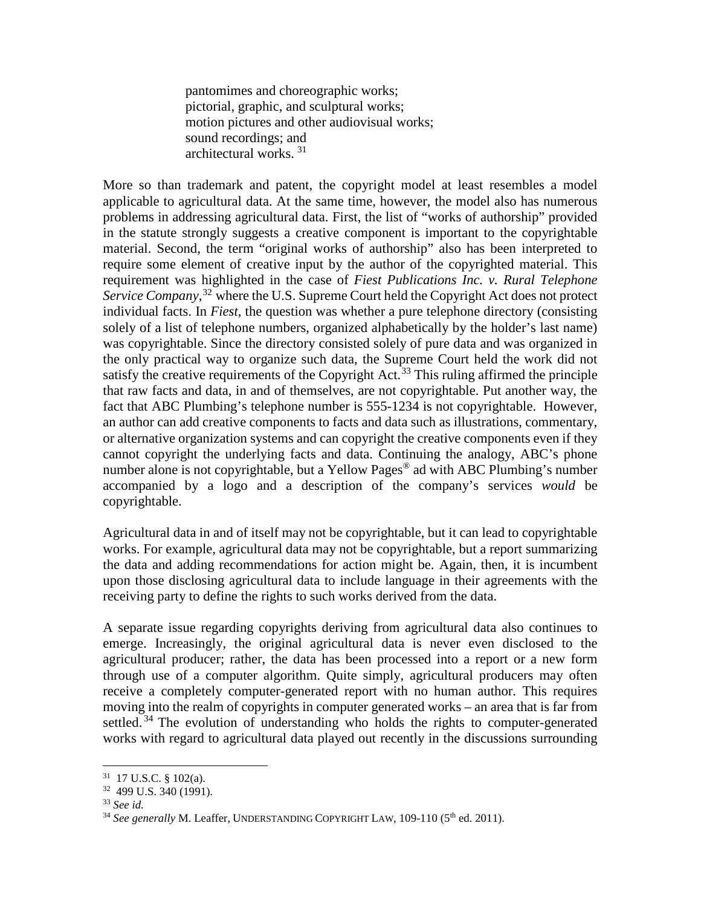> pantomimes and choreographic works;
> pictorial, graphic, and sculptural works;
> motion pictures and other audiovisual works;
> sound recordings; and
> architectural works. [31]

More so than trademark and patent, the copyright model at least resembles a model applicable to agricultural data. At the same time, however, the model also has numerous problems in addressing agricultural data. First, the list of "works of authorship" provided in the statute strongly suggests a creative component is important to the copyrightable material. Second, the term "original works of authorship" also has been interpreted to require some element of creative input by the author of the copyrighted material. This requirement was highlighted in the case of *Fiest Publications Inc. v. Rural Telephone Service Company*,[32] where the U.S. Supreme Court held the Copyright Act does not protect individual facts. In *Fiest*, the question was whether a pure telephone directory (consisting solely of a list of telephone numbers, organized alphabetically by the holder's last name) was copyrightable. Since the directory consisted solely of pure data and was organized in the only practical way to organize such data, the Supreme Court held the work did not satisfy the creative requirements of the Copyright Act.[33] This ruling affirmed the principle that raw facts and data, in and of themselves, are not copyrightable. Put another way, the fact that ABC Plumbing's telephone number is 555-1234 is not copyrightable. However, an author can add creative components to facts and data such as illustrations, commentary, or alternative organization systems and can copyright the creative components even if they cannot copyright the underlying facts and data. Continuing the analogy, ABC's phone number alone is not copyrightable, but a Yellow Pages® ad with ABC Plumbing's number accompanied by a logo and a description of the company's services *would* be copyrightable.

Agricultural data in and of itself may not be copyrightable, but it can lead to copyrightable works. For example, agricultural data may not be copyrightable, but a report summarizing the data and adding recommendations for action might be. Again, then, it is incumbent upon those disclosing agricultural data to include language in their agreements with the receiving party to define the rights to such works derived from the data.

A separate issue regarding copyrights deriving from agricultural data also continues to emerge. Increasingly, the original agricultural data is never even disclosed to the agricultural producer; rather, the data has been processed into a report or a new form through use of a computer algorithm. Quite simply, agricultural producers may often receive a completely computer-generated report with no human author. This requires moving into the realm of copyrights in computer generated works – an area that is far from settled.[34] The evolution of understanding who holds the rights to computer-generated works with regard to agricultural data played out recently in the discussions surrounding

---

[31] 17 U.S.C. § 102(a).

[32] 499 U.S. 340 (1991).

[33] *See id.*

[34] *See generally* M. Leaffer, UNDERSTANDING COPYRIGHT LAW, 109-110 (5th ed. 2011).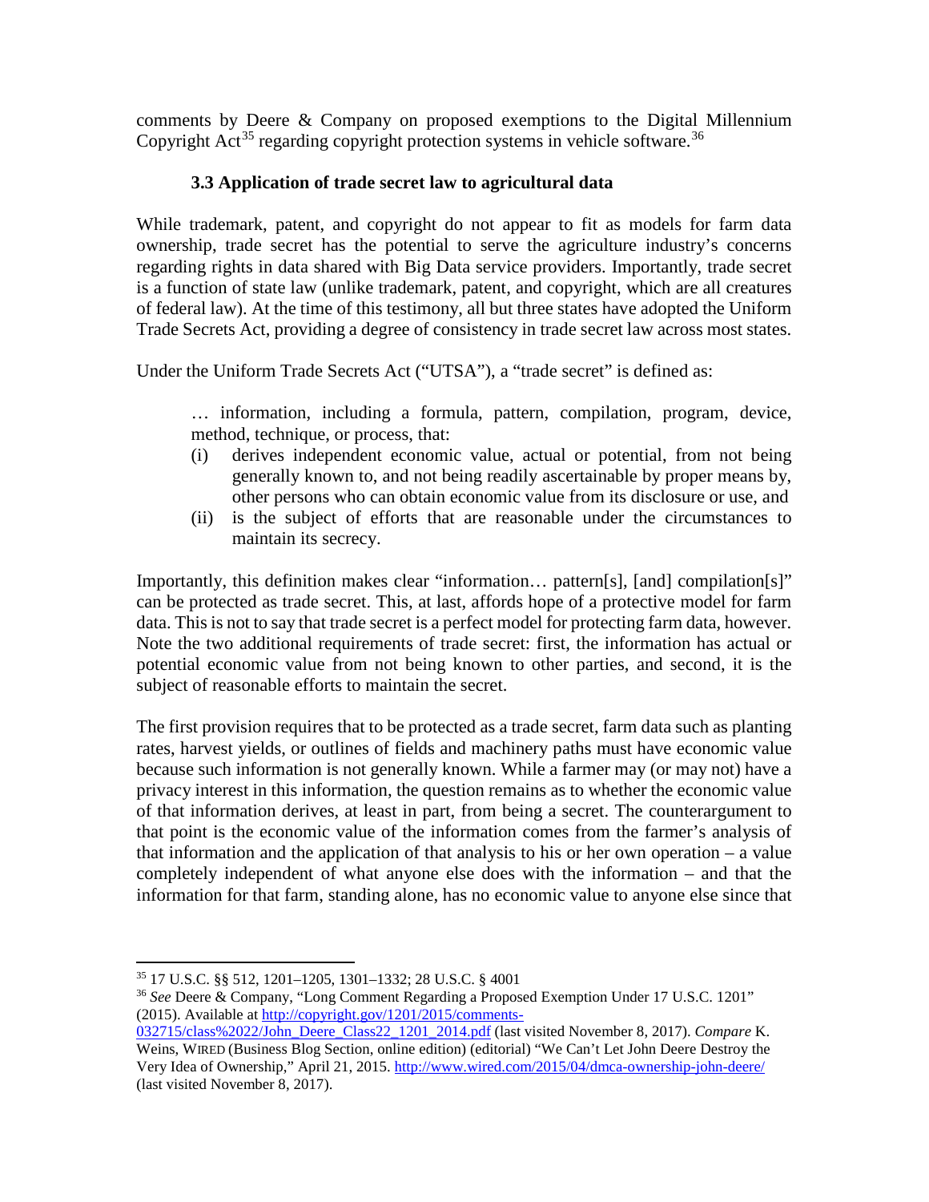comments by Deere & Company on proposed exemptions to the Digital Millennium Copyright Act[35] regarding copyright protection systems in vehicle software.[36]

### 3.3 Application of trade secret law to agricultural data

While trademark, patent, and copyright do not appear to fit as models for farm data ownership, trade secret has the potential to serve the agriculture industry's concerns regarding rights in data shared with Big Data service providers. Importantly, trade secret is a function of state law (unlike trademark, patent, and copyright, which are all creatures of federal law). At the time of this testimony, all but three states have adopted the Uniform Trade Secrets Act, providing a degree of consistency in trade secret law across most states.

Under the Uniform Trade Secrets Act ("UTSA"), a "trade secret" is defined as:

> … information, including a formula, pattern, compilation, program, device, method, technique, or process, that:
> (i) derives independent economic value, actual or potential, from not being generally known to, and not being readily ascertainable by proper means by, other persons who can obtain economic value from its disclosure or use, and
> (ii) is the subject of efforts that are reasonable under the circumstances to maintain its secrecy.

Importantly, this definition makes clear "information… pattern[s], [and] compilation[s]" can be protected as trade secret. This, at last, affords hope of a protective model for farm data. This is not to say that trade secret is a perfect model for protecting farm data, however. Note the two additional requirements of trade secret: first, the information has actual or potential economic value from not being known to other parties, and second, it is the subject of reasonable efforts to maintain the secret.

The first provision requires that to be protected as a trade secret, farm data such as planting rates, harvest yields, or outlines of fields and machinery paths must have economic value because such information is not generally known. While a farmer may (or may not) have a privacy interest in this information, the question remains as to whether the economic value of that information derives, at least in part, from being a secret. The counterargument to that point is the economic value of the information comes from the farmer's analysis of that information and the application of that analysis to his or her own operation – a value completely independent of what anyone else does with the information – and that the information for that farm, standing alone, has no economic value to anyone else since that

---

[35] 17 U.S.C. §§ 512, 1201–1205, 1301–1332; 28 U.S.C. § 4001

[36] *See* Deere & Company, "Long Comment Regarding a Proposed Exemption Under 17 U.S.C. 1201" (2015). Available at http://copyright.gov/1201/2015/comments-032715/class%2022/John_Deere_Class22_1201_2014.pdf (last visited November 8, 2017). *Compare* K. Weins, WIRED (Business Blog Section, online edition) (editorial) "We Can't Let John Deere Destroy the Very Idea of Ownership," April 21, 2015. http://www.wired.com/2015/04/dmca-ownership-john-deere/ (last visited November 8, 2017).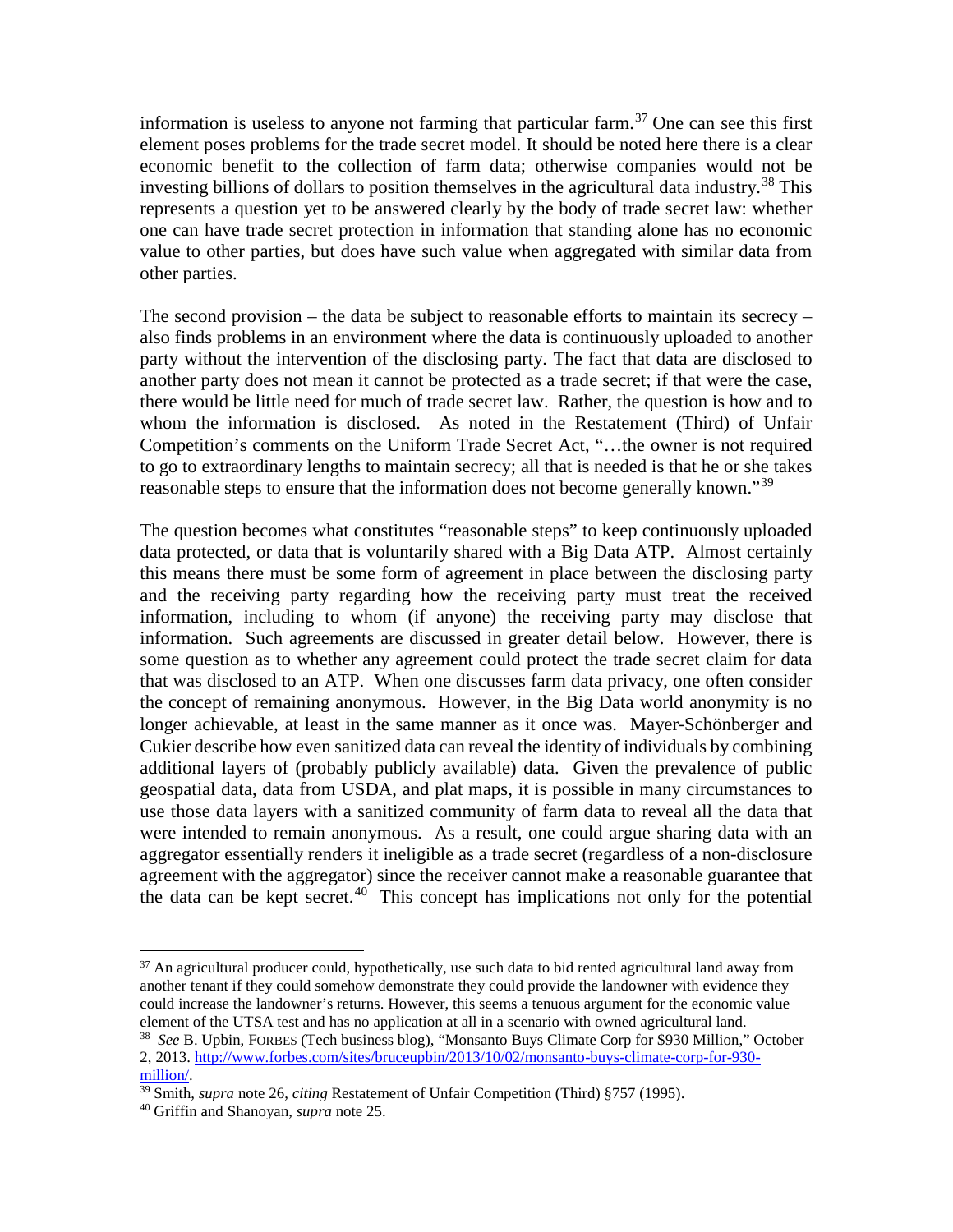information is useless to anyone not farming that particular farm.[37] One can see this first element poses problems for the trade secret model. It should be noted here there is a clear economic benefit to the collection of farm data; otherwise companies would not be investing billions of dollars to position themselves in the agricultural data industry.[38] This represents a question yet to be answered clearly by the body of trade secret law: whether one can have trade secret protection in information that standing alone has no economic value to other parties, but does have such value when aggregated with similar data from other parties.

The second provision – the data be subject to reasonable efforts to maintain its secrecy – also finds problems in an environment where the data is continuously uploaded to another party without the intervention of the disclosing party. The fact that data are disclosed to another party does not mean it cannot be protected as a trade secret; if that were the case, there would be little need for much of trade secret law. Rather, the question is how and to whom the information is disclosed. As noted in the Restatement (Third) of Unfair Competition's comments on the Uniform Trade Secret Act, "…the owner is not required to go to extraordinary lengths to maintain secrecy; all that is needed is that he or she takes reasonable steps to ensure that the information does not become generally known."[39]

The question becomes what constitutes "reasonable steps" to keep continuously uploaded data protected, or data that is voluntarily shared with a Big Data ATP. Almost certainly this means there must be some form of agreement in place between the disclosing party and the receiving party regarding how the receiving party must treat the received information, including to whom (if anyone) the receiving party may disclose that information. Such agreements are discussed in greater detail below. However, there is some question as to whether any agreement could protect the trade secret claim for data that was disclosed to an ATP. When one discusses farm data privacy, one often consider the concept of remaining anonymous. However, in the Big Data world anonymity is no longer achievable, at least in the same manner as it once was. Mayer-Schönberger and Cukier describe how even sanitized data can reveal the identity of individuals by combining additional layers of (probably publicly available) data. Given the prevalence of public geospatial data, data from USDA, and plat maps, it is possible in many circumstances to use those data layers with a sanitized community of farm data to reveal all the data that were intended to remain anonymous. As a result, one could argue sharing data with an aggregator essentially renders it ineligible as a trade secret (regardless of a non-disclosure agreement with the aggregator) since the receiver cannot make a reasonable guarantee that the data can be kept secret.[40] This concept has implications not only for the potential

---

[37] An agricultural producer could, hypothetically, use such data to bid rented agricultural land away from another tenant if they could somehow demonstrate they could provide the landowner with evidence they could increase the landowner's returns. However, this seems a tenuous argument for the economic value element of the UTSA test and has no application at all in a scenario with owned agricultural land.

[38] *See* B. Upbin, FORBES (Tech business blog), "Monsanto Buys Climate Corp for $930 Million," October 2, 2013. http://www.forbes.com/sites/bruceupbin/2013/10/02/monsanto-buys-climate-corp-for-930-million/.

[39] Smith, *supra* note 26, *citing* Restatement of Unfair Competition (Third) §757 (1995).

[40] Griffin and Shanoyan, *supra* note 25.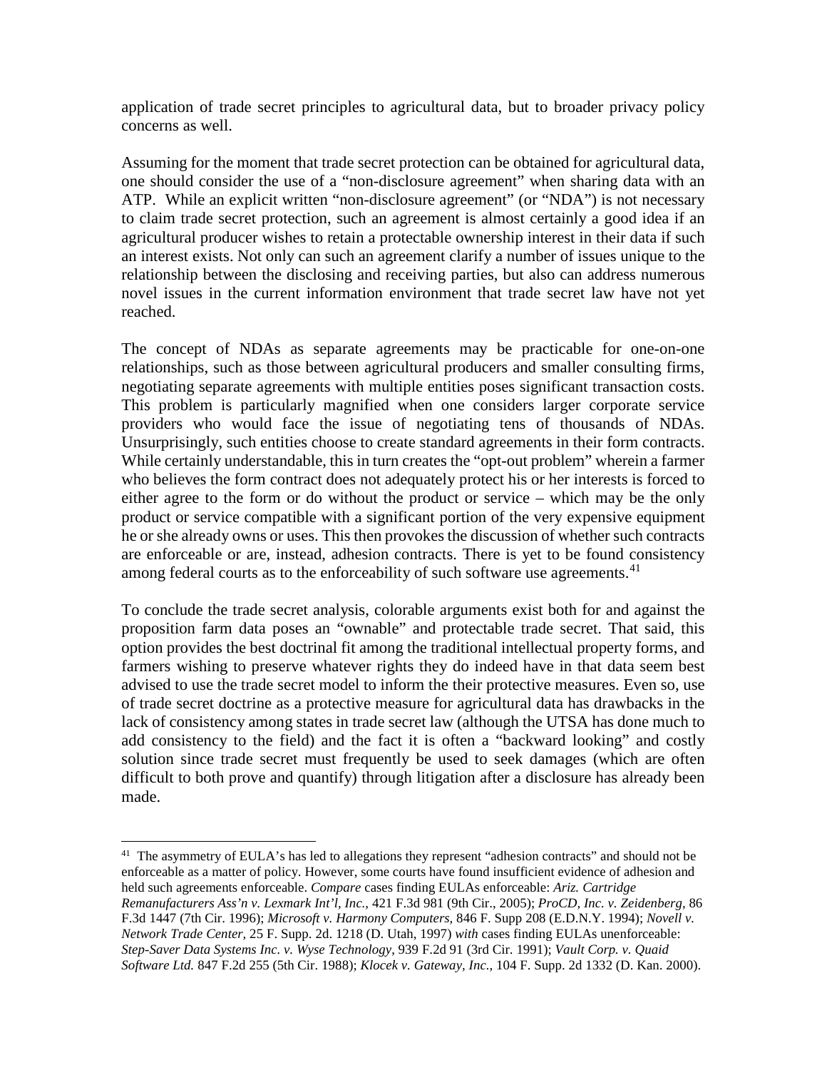application of trade secret principles to agricultural data, but to broader privacy policy concerns as well.

Assuming for the moment that trade secret protection can be obtained for agricultural data, one should consider the use of a "non-disclosure agreement" when sharing data with an ATP. While an explicit written "non-disclosure agreement" (or "NDA") is not necessary to claim trade secret protection, such an agreement is almost certainly a good idea if an agricultural producer wishes to retain a protectable ownership interest in their data if such an interest exists. Not only can such an agreement clarify a number of issues unique to the relationship between the disclosing and receiving parties, but also can address numerous novel issues in the current information environment that trade secret law have not yet reached.

The concept of NDAs as separate agreements may be practicable for one-on-one relationships, such as those between agricultural producers and smaller consulting firms, negotiating separate agreements with multiple entities poses significant transaction costs. This problem is particularly magnified when one considers larger corporate service providers who would face the issue of negotiating tens of thousands of NDAs. Unsurprisingly, such entities choose to create standard agreements in their form contracts. While certainly understandable, this in turn creates the "opt-out problem" wherein a farmer who believes the form contract does not adequately protect his or her interests is forced to either agree to the form or do without the product or service – which may be the only product or service compatible with a significant portion of the very expensive equipment he or she already owns or uses. This then provokes the discussion of whether such contracts are enforceable or are, instead, adhesion contracts. There is yet to be found consistency among federal courts as to the enforceability of such software use agreements.[41]

To conclude the trade secret analysis, colorable arguments exist both for and against the proposition farm data poses an "ownable" and protectable trade secret. That said, this option provides the best doctrinal fit among the traditional intellectual property forms, and farmers wishing to preserve whatever rights they do indeed have in that data seem best advised to use the trade secret model to inform the their protective measures. Even so, use of trade secret doctrine as a protective measure for agricultural data has drawbacks in the lack of consistency among states in trade secret law (although the UTSA has done much to add consistency to the field) and the fact it is often a "backward looking" and costly solution since trade secret must frequently be used to seek damages (which are often difficult to both prove and quantify) through litigation after a disclosure has already been made.

---

[41] The asymmetry of EULA's has led to allegations they represent "adhesion contracts" and should not be enforceable as a matter of policy. However, some courts have found insufficient evidence of adhesion and held such agreements enforceable. *Compare* cases finding EULAs enforceable: *Ariz. Cartridge Remanufacturers Ass'n v. Lexmark Int'l, Inc.,* 421 F.3d 981 (9th Cir., 2005); *ProCD, Inc. v. Zeidenberg*, 86 F.3d 1447 (7th Cir. 1996); *Microsoft v. Harmony Computers,* 846 F. Supp 208 (E.D.N.Y. 1994); *Novell v. Network Trade Center,* 25 F. Supp. 2d. 1218 (D. Utah, 1997) *with* cases finding EULAs unenforceable: *Step-Saver Data Systems Inc. v. Wyse Technology*, 939 F.2d 91 (3rd Cir. 1991); *Vault Corp. v. Quaid Software Ltd.* 847 F.2d 255 (5th Cir. 1988); *Klocek v. Gateway, Inc.,* 104 F. Supp. 2d 1332 (D. Kan. 2000).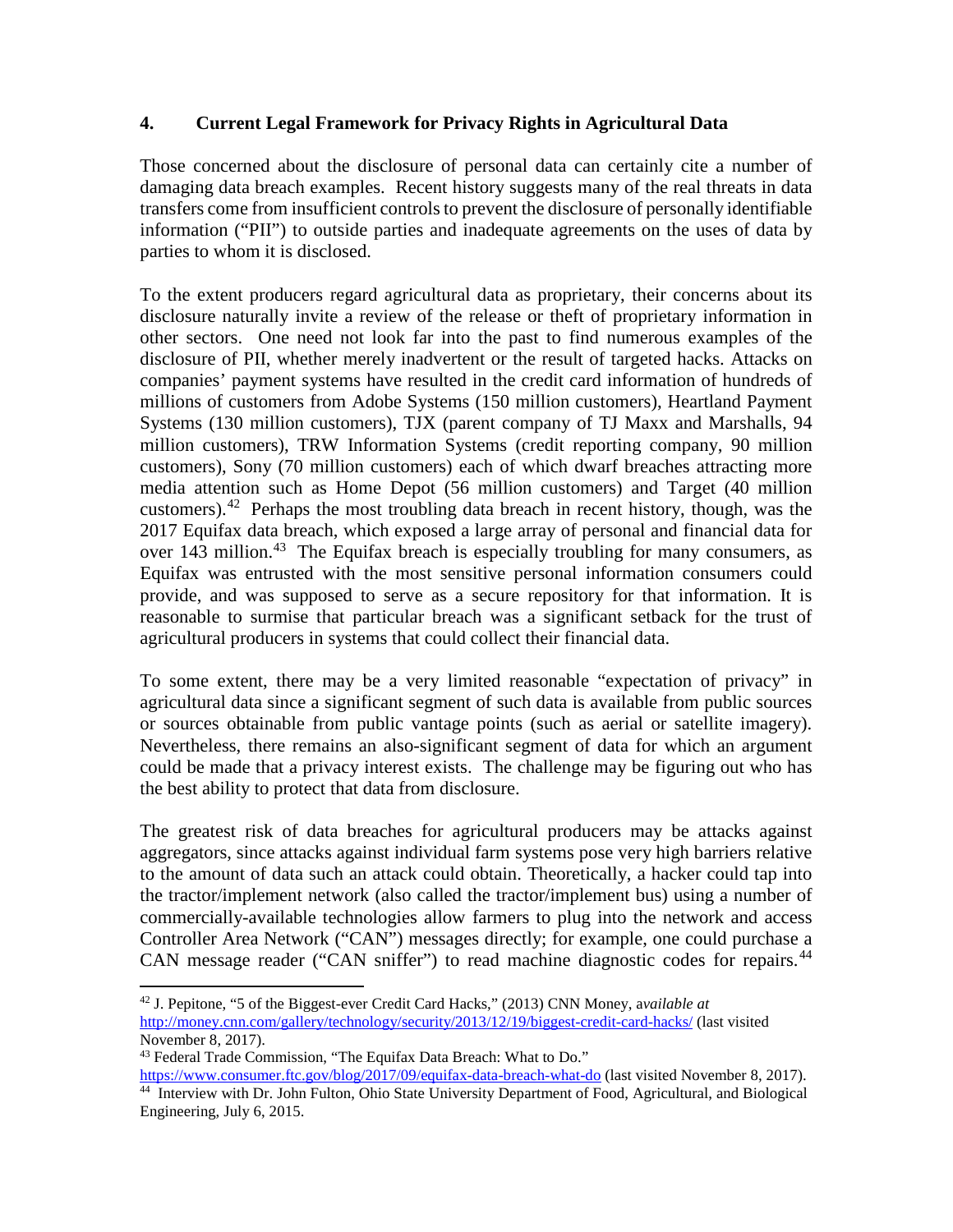## 4. Current Legal Framework for Privacy Rights in Agricultural Data

Those concerned about the disclosure of personal data can certainly cite a number of damaging data breach examples. Recent history suggests many of the real threats in data transfers come from insufficient controls to prevent the disclosure of personally identifiable information ("PII") to outside parties and inadequate agreements on the uses of data by parties to whom it is disclosed.

To the extent producers regard agricultural data as proprietary, their concerns about its disclosure naturally invite a review of the release or theft of proprietary information in other sectors. One need not look far into the past to find numerous examples of the disclosure of PII, whether merely inadvertent or the result of targeted hacks. Attacks on companies' payment systems have resulted in the credit card information of hundreds of millions of customers from Adobe Systems (150 million customers), Heartland Payment Systems (130 million customers), TJX (parent company of TJ Maxx and Marshalls, 94 million customers), TRW Information Systems (credit reporting company, 90 million customers), Sony (70 million customers) each of which dwarf breaches attracting more media attention such as Home Depot (56 million customers) and Target (40 million customers).[42] Perhaps the most troubling data breach in recent history, though, was the 2017 Equifax data breach, which exposed a large array of personal and financial data for over 143 million.[43] The Equifax breach is especially troubling for many consumers, as Equifax was entrusted with the most sensitive personal information consumers could provide, and was supposed to serve as a secure repository for that information. It is reasonable to surmise that particular breach was a significant setback for the trust of agricultural producers in systems that could collect their financial data.

To some extent, there may be a very limited reasonable "expectation of privacy" in agricultural data since a significant segment of such data is available from public sources or sources obtainable from public vantage points (such as aerial or satellite imagery). Nevertheless, there remains an also-significant segment of data for which an argument could be made that a privacy interest exists. The challenge may be figuring out who has the best ability to protect that data from disclosure.

The greatest risk of data breaches for agricultural producers may be attacks against aggregators, since attacks against individual farm systems pose very high barriers relative to the amount of data such an attack could obtain. Theoretically, a hacker could tap into the tractor/implement network (also called the tractor/implement bus) using a number of commercially-available technologies allow farmers to plug into the network and access Controller Area Network ("CAN") messages directly; for example, one could purchase a CAN message reader ("CAN sniffer") to read machine diagnostic codes for repairs.[44]

---

[42] J. Pepitone, "5 of the Biggest-ever Credit Card Hacks," (2013) CNN Money, *available at* http://money.cnn.com/gallery/technology/security/2013/12/19/biggest-credit-card-hacks/ (last visited November 8, 2017).

[43] Federal Trade Commission, "The Equifax Data Breach: What to Do." https://www.consumer.ftc.gov/blog/2017/09/equifax-data-breach-what-do (last visited November 8, 2017).

[44] Interview with Dr. John Fulton, Ohio State University Department of Food, Agricultural, and Biological Engineering, July 6, 2015.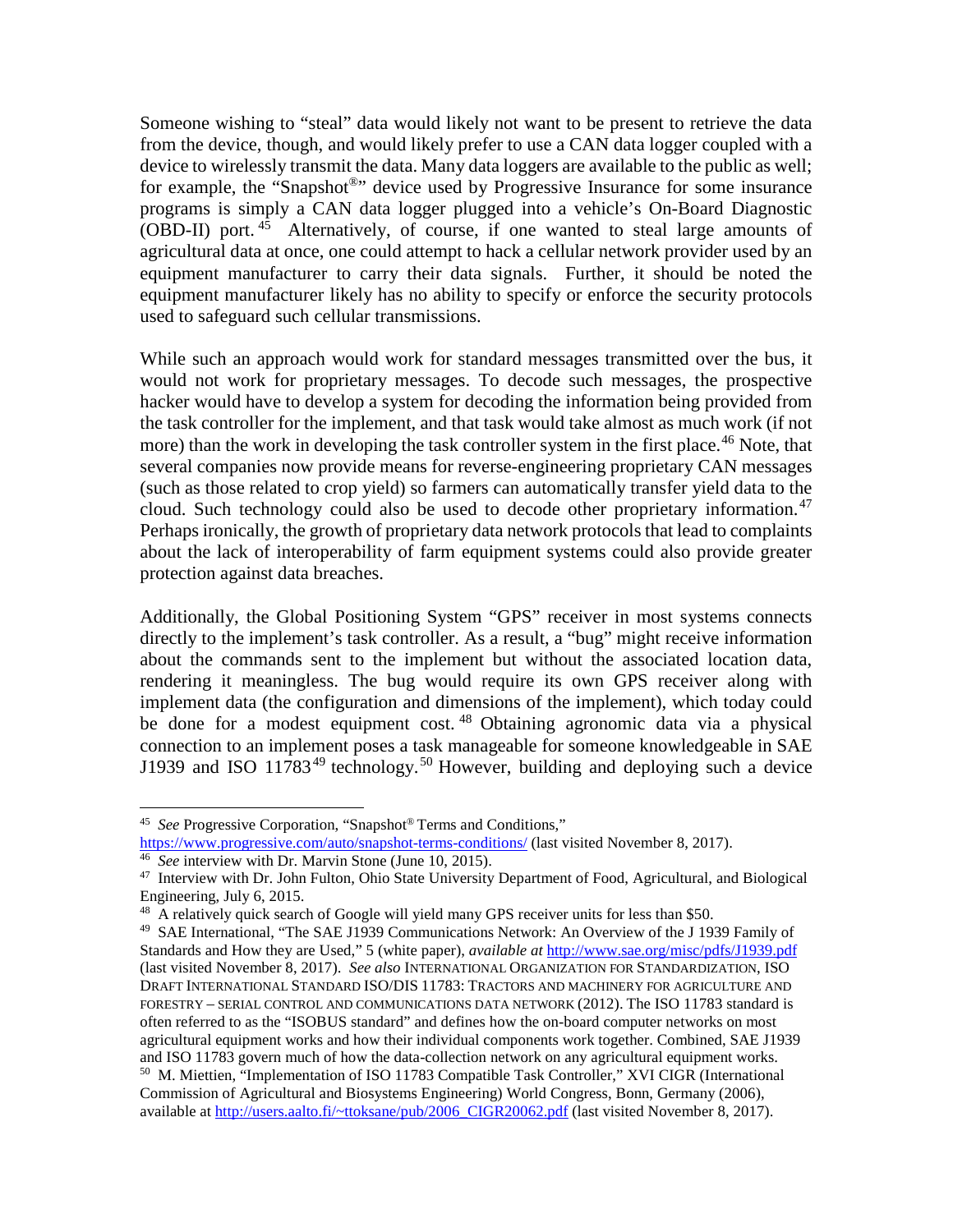Someone wishing to "steal" data would likely not want to be present to retrieve the data from the device, though, and would likely prefer to use a CAN data logger coupled with a device to wirelessly transmit the data. Many data loggers are available to the public as well; for example, the "Snapshot®" device used by Progressive Insurance for some insurance programs is simply a CAN data logger plugged into a vehicle's On-Board Diagnostic (OBD-II) port.[45] Alternatively, of course, if one wanted to steal large amounts of agricultural data at once, one could attempt to hack a cellular network provider used by an equipment manufacturer to carry their data signals. Further, it should be noted the equipment manufacturer likely has no ability to specify or enforce the security protocols used to safeguard such cellular transmissions.

While such an approach would work for standard messages transmitted over the bus, it would not work for proprietary messages. To decode such messages, the prospective hacker would have to develop a system for decoding the information being provided from the task controller for the implement, and that task would take almost as much work (if not more) than the work in developing the task controller system in the first place.[46] Note, that several companies now provide means for reverse-engineering proprietary CAN messages (such as those related to crop yield) so farmers can automatically transfer yield data to the cloud. Such technology could also be used to decode other proprietary information.[47] Perhaps ironically, the growth of proprietary data network protocols that lead to complaints about the lack of interoperability of farm equipment systems could also provide greater protection against data breaches.

Additionally, the Global Positioning System "GPS" receiver in most systems connects directly to the implement's task controller. As a result, a "bug" might receive information about the commands sent to the implement but without the associated location data, rendering it meaningless. The bug would require its own GPS receiver along with implement data (the configuration and dimensions of the implement), which today could be done for a modest equipment cost.[48] Obtaining agronomic data via a physical connection to an implement poses a task manageable for someone knowledgeable in SAE J1939 and ISO 11783[49] technology.[50] However, building and deploying such a device

---

[45] *See* Progressive Corporation, "Snapshot® Terms and Conditions," https://www.progressive.com/auto/snapshot-terms-conditions/ (last visited November 8, 2017).

[46] *See* interview with Dr. Marvin Stone (June 10, 2015).

[47] Interview with Dr. John Fulton, Ohio State University Department of Food, Agricultural, and Biological Engineering, July 6, 2015.

[48] A relatively quick search of Google will yield many GPS receiver units for less than $50.

[49] SAE International, "The SAE J1939 Communications Network: An Overview of the J 1939 Family of Standards and How they are Used," 5 (white paper), *available at* http://www.sae.org/misc/pdfs/J1939.pdf (last visited November 8, 2017). *See also* INTERNATIONAL ORGANIZATION FOR STANDARDIZATION, ISO DRAFT INTERNATIONAL STANDARD ISO/DIS 11783: TRACTORS AND MACHINERY FOR AGRICULTURE AND FORESTRY – SERIAL CONTROL AND COMMUNICATIONS DATA NETWORK (2012). The ISO 11783 standard is often referred to as the "ISOBUS standard" and defines how the on-board computer networks on most agricultural equipment works and how their individual components work together. Combined, SAE J1939 and ISO 11783 govern much of how the data-collection network on any agricultural equipment works.

[50] M. Miettien, "Implementation of ISO 11783 Compatible Task Controller," XVI CIGR (International Commission of Agricultural and Biosystems Engineering) World Congress, Bonn, Germany (2006), available at http://users.aalto.fi/~ttoksane/pub/2006_CIGR20062.pdf (last visited November 8, 2017).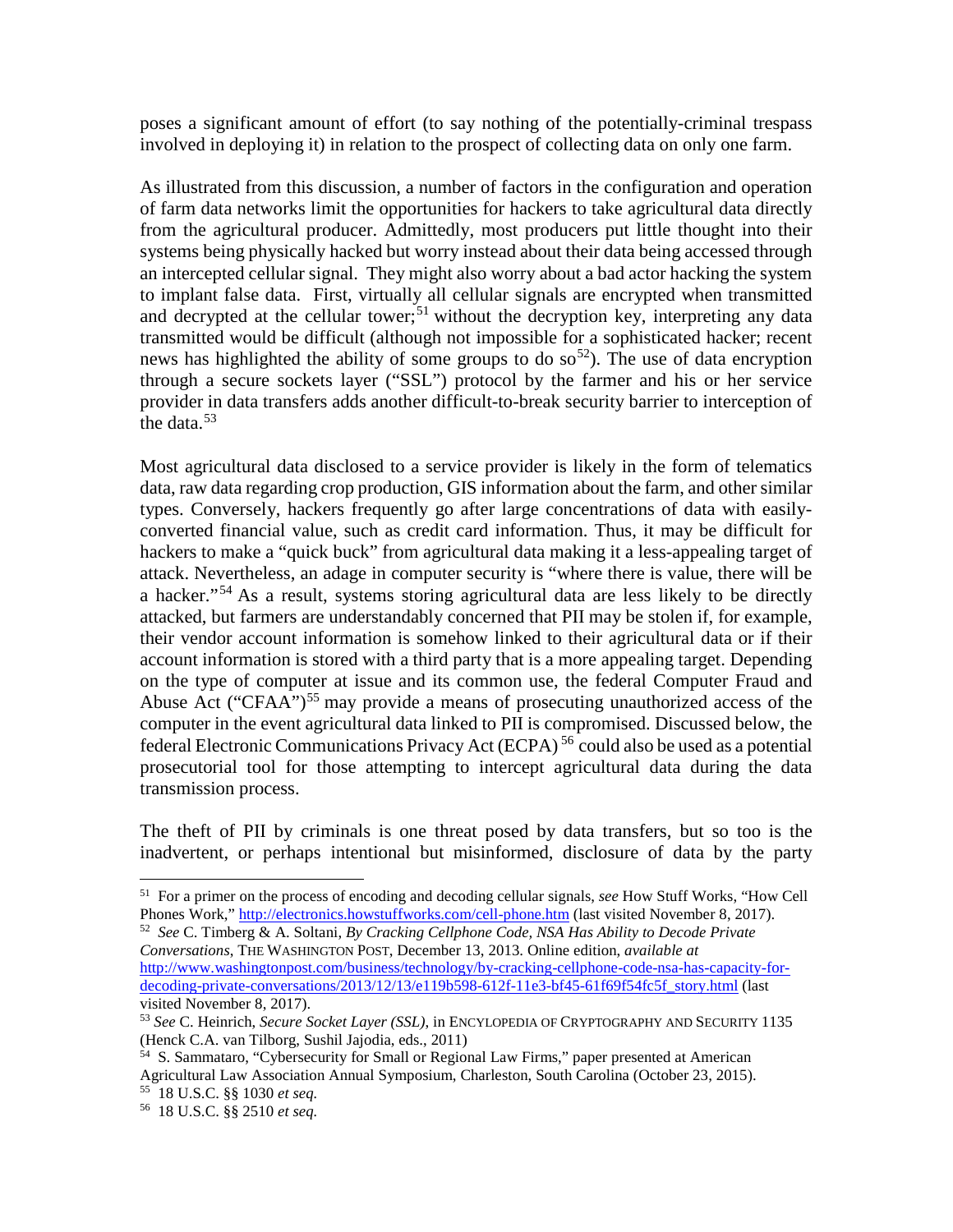poses a significant amount of effort (to say nothing of the potentially-criminal trespass involved in deploying it) in relation to the prospect of collecting data on only one farm.

As illustrated from this discussion, a number of factors in the configuration and operation of farm data networks limit the opportunities for hackers to take agricultural data directly from the agricultural producer. Admittedly, most producers put little thought into their systems being physically hacked but worry instead about their data being accessed through an intercepted cellular signal. They might also worry about a bad actor hacking the system to implant false data. First, virtually all cellular signals are encrypted when transmitted and decrypted at the cellular tower;[51] without the decryption key, interpreting any data transmitted would be difficult (although not impossible for a sophisticated hacker; recent news has highlighted the ability of some groups to do so[52]). The use of data encryption through a secure sockets layer ("SSL") protocol by the farmer and his or her service provider in data transfers adds another difficult-to-break security barrier to interception of the data.[53]

Most agricultural data disclosed to a service provider is likely in the form of telematics data, raw data regarding crop production, GIS information about the farm, and other similar types. Conversely, hackers frequently go after large concentrations of data with easily-converted financial value, such as credit card information. Thus, it may be difficult for hackers to make a "quick buck" from agricultural data making it a less-appealing target of attack. Nevertheless, an adage in computer security is "where there is value, there will be a hacker."[54] As a result, systems storing agricultural data are less likely to be directly attacked, but farmers are understandably concerned that PII may be stolen if, for example, their vendor account information is somehow linked to their agricultural data or if their account information is stored with a third party that is a more appealing target. Depending on the type of computer at issue and its common use, the federal Computer Fraud and Abuse Act ("CFAA")[55] may provide a means of prosecuting unauthorized access of the computer in the event agricultural data linked to PII is compromised. Discussed below, the federal Electronic Communications Privacy Act (ECPA)[56] could also be used as a potential prosecutorial tool for those attempting to intercept agricultural data during the data transmission process.

The theft of PII by criminals is one threat posed by data transfers, but so too is the inadvertent, or perhaps intentional but misinformed, disclosure of data by the party

---

[51] For a primer on the process of encoding and decoding cellular signals, *see* How Stuff Works, "How Cell Phones Work," http://electronics.howstuffworks.com/cell-phone.htm (last visited November 8, 2017).

[52] *See* C. Timberg & A. Soltani, *By Cracking Cellphone Code, NSA Has Ability to Decode Private Conversations*, THE WASHINGTON POST, December 13, 2013. Online edition, *available at* http://www.washingtonpost.com/business/technology/by-cracking-cellphone-code-nsa-has-capacity-for-decoding-private-conversations/2013/12/13/e119b598-612f-11e3-bf45-61f69f54fc5f_story.html (last visited November 8, 2017).

[53] *See* C. Heinrich, *Secure Socket Layer (SSL)*, in ENCYLOPEDIA OF CRYPTOGRAPHY AND SECURITY 1135 (Henck C.A. van Tilborg, Sushil Jajodia, eds., 2011)

[54] S. Sammataro, "Cybersecurity for Small or Regional Law Firms," paper presented at American Agricultural Law Association Annual Symposium, Charleston, South Carolina (October 23, 2015).

[55] 18 U.S.C. §§ 1030 *et seq.*

[56] 18 U.S.C. §§ 2510 *et seq.*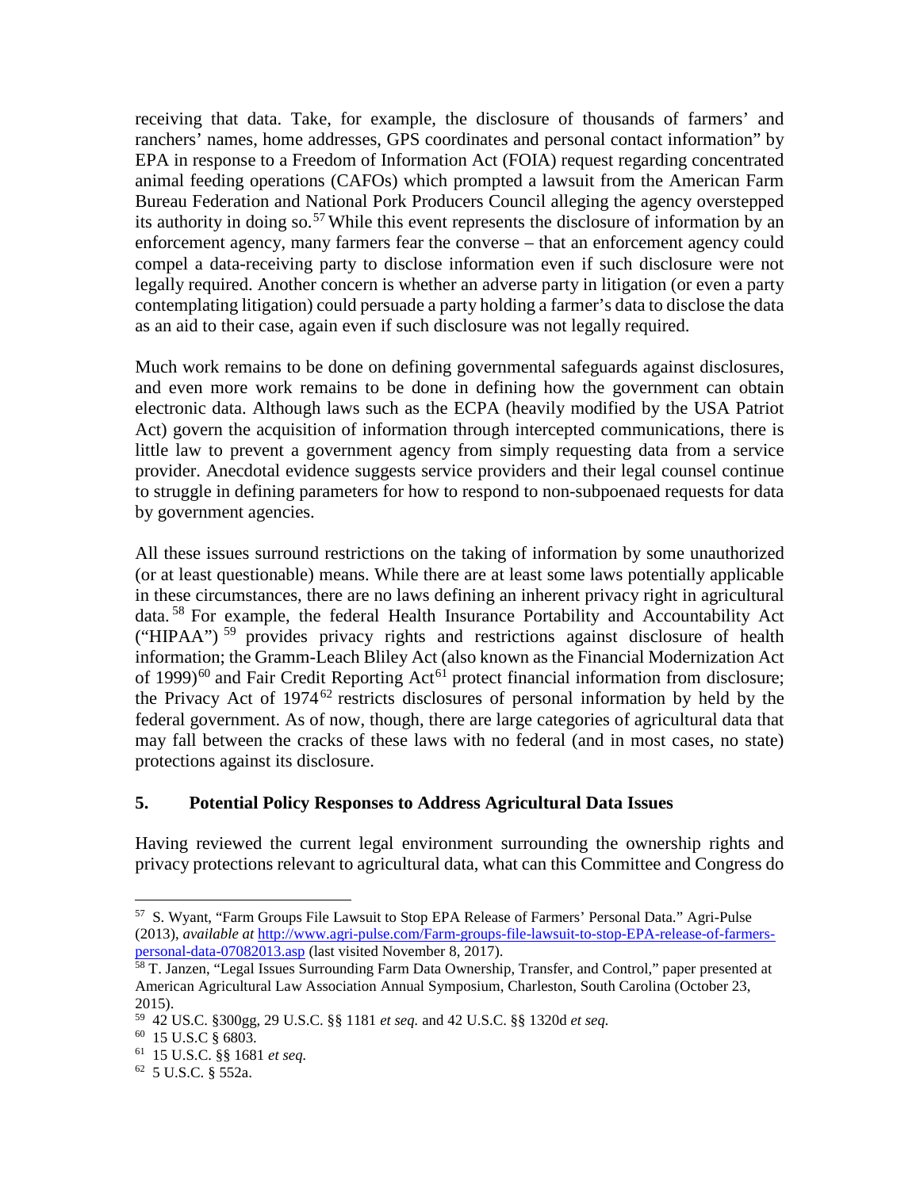receiving that data. Take, for example, the disclosure of thousands of farmers' and ranchers' names, home addresses, GPS coordinates and personal contact information" by EPA in response to a Freedom of Information Act (FOIA) request regarding concentrated animal feeding operations (CAFOs) which prompted a lawsuit from the American Farm Bureau Federation and National Pork Producers Council alleging the agency overstepped its authority in doing so.[57] While this event represents the disclosure of information by an enforcement agency, many farmers fear the converse – that an enforcement agency could compel a data-receiving party to disclose information even if such disclosure were not legally required. Another concern is whether an adverse party in litigation (or even a party contemplating litigation) could persuade a party holding a farmer's data to disclose the data as an aid to their case, again even if such disclosure was not legally required.

Much work remains to be done on defining governmental safeguards against disclosures, and even more work remains to be done in defining how the government can obtain electronic data. Although laws such as the ECPA (heavily modified by the USA Patriot Act) govern the acquisition of information through intercepted communications, there is little law to prevent a government agency from simply requesting data from a service provider. Anecdotal evidence suggests service providers and their legal counsel continue to struggle in defining parameters for how to respond to non-subpoenaed requests for data by government agencies.

All these issues surround restrictions on the taking of information by some unauthorized (or at least questionable) means. While there are at least some laws potentially applicable in these circumstances, there are no laws defining an inherent privacy right in agricultural data.[58] For example, the federal Health Insurance Portability and Accountability Act ("HIPAA")[59] provides privacy rights and restrictions against disclosure of health information; the Gramm-Leach Bliley Act (also known as the Financial Modernization Act of 1999)[60] and Fair Credit Reporting Act[61] protect financial information from disclosure; the Privacy Act of 1974[62] restricts disclosures of personal information by held by the federal government. As of now, though, there are large categories of agricultural data that may fall between the cracks of these laws with no federal (and in most cases, no state) protections against its disclosure.

## 5. Potential Policy Responses to Address Agricultural Data Issues

Having reviewed the current legal environment surrounding the ownership rights and privacy protections relevant to agricultural data, what can this Committee and Congress do

---

[57] S. Wyant, "Farm Groups File Lawsuit to Stop EPA Release of Farmers' Personal Data." Agri-Pulse (2013), *available at* http://www.agri-pulse.com/Farm-groups-file-lawsuit-to-stop-EPA-release-of-farmers-personal-data-07082013.asp (last visited November 8, 2017).

[58] T. Janzen, "Legal Issues Surrounding Farm Data Ownership, Transfer, and Control," paper presented at American Agricultural Law Association Annual Symposium, Charleston, South Carolina (October 23, 2015).

[59] 42 US.C. §300gg, 29 U.S.C. §§ 1181 *et seq.* and 42 U.S.C. §§ 1320d *et seq.*

[60] 15 U.S.C § 6803.

[61] 15 U.S.C. §§ 1681 *et seq.*

[62] 5 U.S.C. § 552a.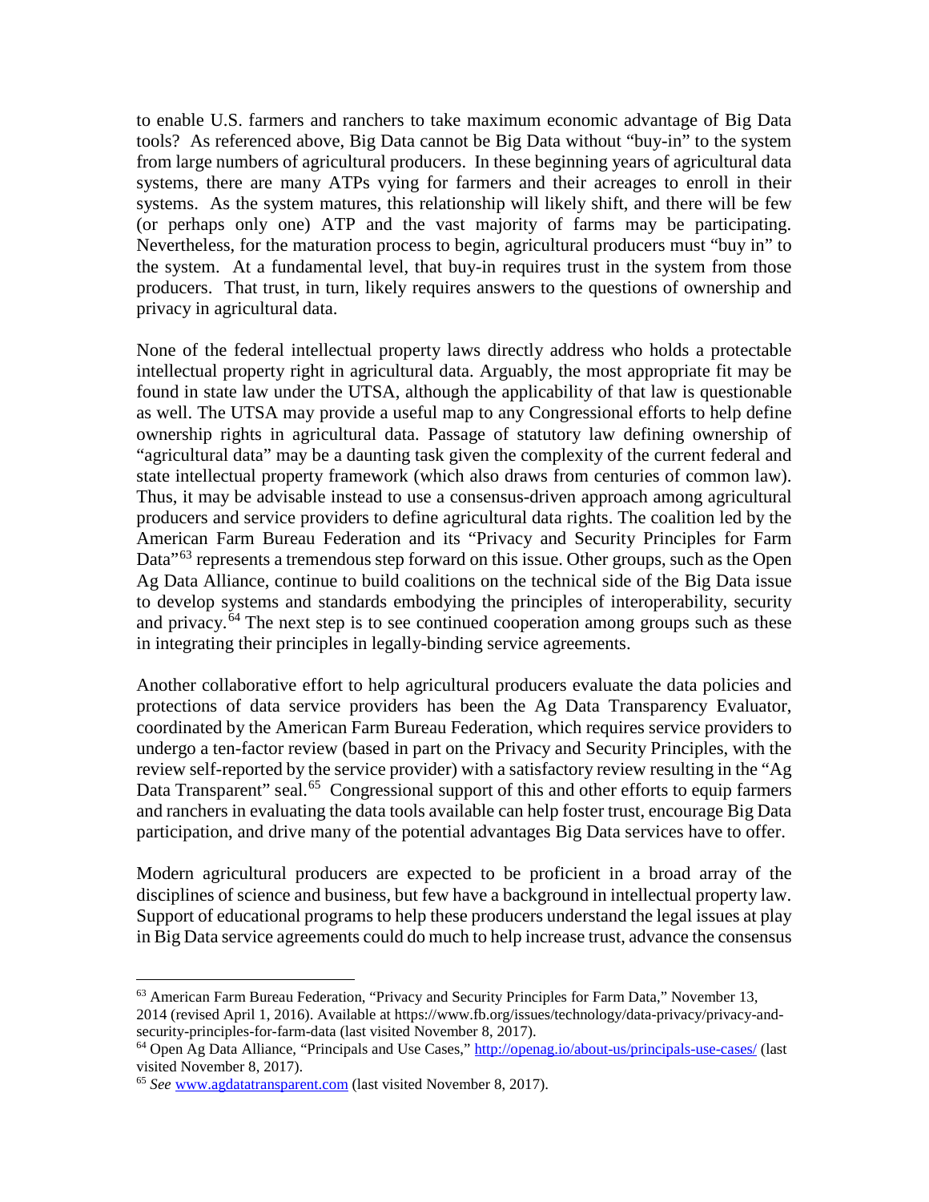to enable U.S. farmers and ranchers to take maximum economic advantage of Big Data tools? As referenced above, Big Data cannot be Big Data without "buy-in" to the system from large numbers of agricultural producers. In these beginning years of agricultural data systems, there are many ATPs vying for farmers and their acreages to enroll in their systems. As the system matures, this relationship will likely shift, and there will be few (or perhaps only one) ATP and the vast majority of farms may be participating. Nevertheless, for the maturation process to begin, agricultural producers must "buy in" to the system. At a fundamental level, that buy-in requires trust in the system from those producers. That trust, in turn, likely requires answers to the questions of ownership and privacy in agricultural data.

None of the federal intellectual property laws directly address who holds a protectable intellectual property right in agricultural data. Arguably, the most appropriate fit may be found in state law under the UTSA, although the applicability of that law is questionable as well. The UTSA may provide a useful map to any Congressional efforts to help define ownership rights in agricultural data. Passage of statutory law defining ownership of "agricultural data" may be a daunting task given the complexity of the current federal and state intellectual property framework (which also draws from centuries of common law). Thus, it may be advisable instead to use a consensus-driven approach among agricultural producers and service providers to define agricultural data rights. The coalition led by the American Farm Bureau Federation and its "Privacy and Security Principles for Farm Data"[63] represents a tremendous step forward on this issue. Other groups, such as the Open Ag Data Alliance, continue to build coalitions on the technical side of the Big Data issue to develop systems and standards embodying the principles of interoperability, security and privacy.[64] The next step is to see continued cooperation among groups such as these in integrating their principles in legally-binding service agreements.

Another collaborative effort to help agricultural producers evaluate the data policies and protections of data service providers has been the Ag Data Transparency Evaluator, coordinated by the American Farm Bureau Federation, which requires service providers to undergo a ten-factor review (based in part on the Privacy and Security Principles, with the review self-reported by the service provider) with a satisfactory review resulting in the "Ag Data Transparent" seal.[65] Congressional support of this and other efforts to equip farmers and ranchers in evaluating the data tools available can help foster trust, encourage Big Data participation, and drive many of the potential advantages Big Data services have to offer.

Modern agricultural producers are expected to be proficient in a broad array of the disciplines of science and business, but few have a background in intellectual property law. Support of educational programs to help these producers understand the legal issues at play in Big Data service agreements could do much to help increase trust, advance the consensus

---

[63] American Farm Bureau Federation, "Privacy and Security Principles for Farm Data," November 13, 2014 (revised April 1, 2016). Available at https://www.fb.org/issues/technology/data-privacy/privacy-and-security-principles-for-farm-data (last visited November 8, 2017).

[64] Open Ag Data Alliance, "Principals and Use Cases," http://openag.io/about-us/principals-use-cases/ (last visited November 8, 2017).

[65] *See* www.agdatatransparent.com (last visited November 8, 2017).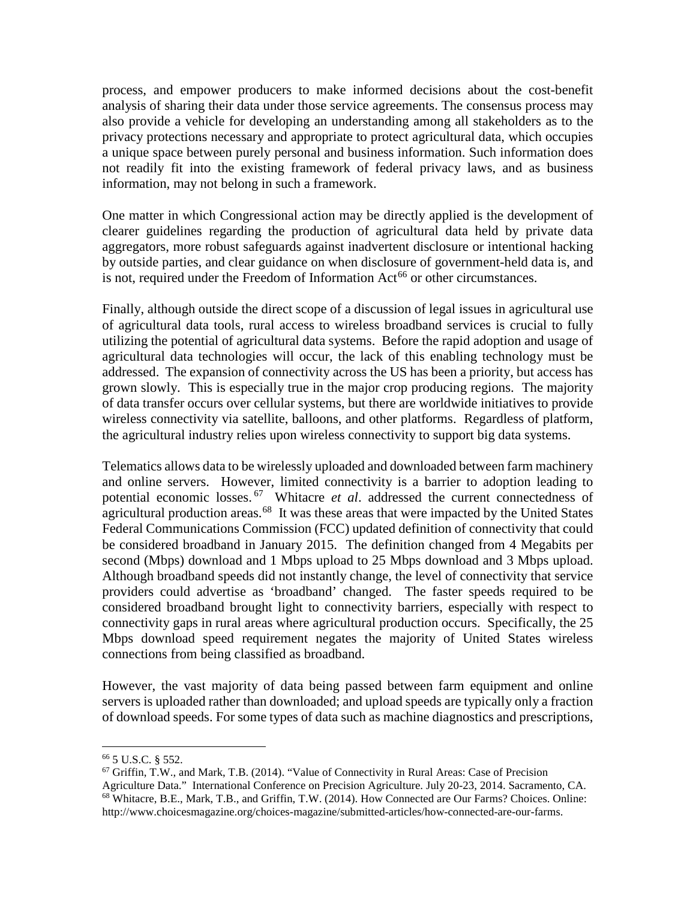process, and empower producers to make informed decisions about the cost-benefit analysis of sharing their data under those service agreements. The consensus process may also provide a vehicle for developing an understanding among all stakeholders as to the privacy protections necessary and appropriate to protect agricultural data, which occupies a unique space between purely personal and business information. Such information does not readily fit into the existing framework of federal privacy laws, and as business information, may not belong in such a framework.

One matter in which Congressional action may be directly applied is the development of clearer guidelines regarding the production of agricultural data held by private data aggregators, more robust safeguards against inadvertent disclosure or intentional hacking by outside parties, and clear guidance on when disclosure of government-held data is, and is not, required under the Freedom of Information Act[66] or other circumstances.

Finally, although outside the direct scope of a discussion of legal issues in agricultural use of agricultural data tools, rural access to wireless broadband services is crucial to fully utilizing the potential of agricultural data systems. Before the rapid adoption and usage of agricultural data technologies will occur, the lack of this enabling technology must be addressed. The expansion of connectivity across the US has been a priority, but access has grown slowly. This is especially true in the major crop producing regions. The majority of data transfer occurs over cellular systems, but there are worldwide initiatives to provide wireless connectivity via satellite, balloons, and other platforms. Regardless of platform, the agricultural industry relies upon wireless connectivity to support big data systems.

Telematics allows data to be wirelessly uploaded and downloaded between farm machinery and online servers. However, limited connectivity is a barrier to adoption leading to potential economic losses.[67] Whitacre *et al*. addressed the current connectedness of agricultural production areas.[68] It was these areas that were impacted by the United States Federal Communications Commission (FCC) updated definition of connectivity that could be considered broadband in January 2015. The definition changed from 4 Megabits per second (Mbps) download and 1 Mbps upload to 25 Mbps download and 3 Mbps upload. Although broadband speeds did not instantly change, the level of connectivity that service providers could advertise as 'broadband' changed. The faster speeds required to be considered broadband brought light to connectivity barriers, especially with respect to connectivity gaps in rural areas where agricultural production occurs. Specifically, the 25 Mbps download speed requirement negates the majority of United States wireless connections from being classified as broadband.

However, the vast majority of data being passed between farm equipment and online servers is uploaded rather than downloaded; and upload speeds are typically only a fraction of download speeds. For some types of data such as machine diagnostics and prescriptions,

---

[66] 5 U.S.C. § 552.

[67] Griffin, T.W., and Mark, T.B. (2014). "Value of Connectivity in Rural Areas: Case of Precision Agriculture Data." International Conference on Precision Agriculture. July 20-23, 2014. Sacramento, CA.

[68] Whitacre, B.E., Mark, T.B., and Griffin, T.W. (2014). How Connected are Our Farms? Choices. Online: http://www.choicesmagazine.org/choices-magazine/submitted-articles/how-connected-are-our-farms.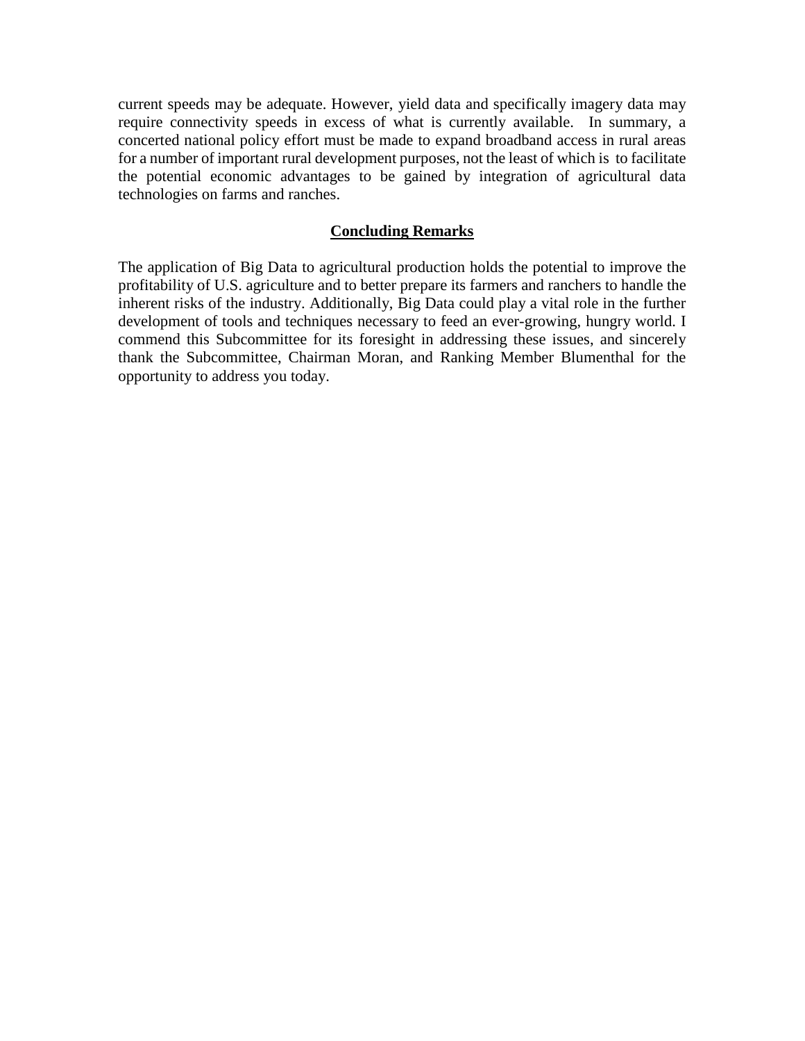current speeds may be adequate. However, yield data and specifically imagery data may require connectivity speeds in excess of what is currently available. In summary, a concerted national policy effort must be made to expand broadband access in rural areas for a number of important rural development purposes, not the least of which is to facilitate the potential economic advantages to be gained by integration of agricultural data technologies on farms and ranches.

## Concluding Remarks

The application of Big Data to agricultural production holds the potential to improve the profitability of U.S. agriculture and to better prepare its farmers and ranchers to handle the inherent risks of the industry. Additionally, Big Data could play a vital role in the further development of tools and techniques necessary to feed an ever-growing, hungry world. I commend this Subcommittee for its foresight in addressing these issues, and sincerely thank the Subcommittee, Chairman Moran, and Ranking Member Blumenthal for the opportunity to address you today.